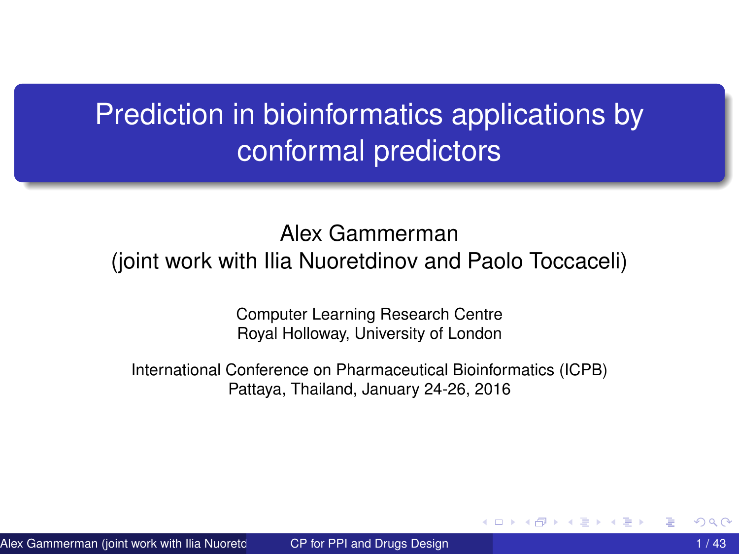# Prediction in bioinformatics applications by conformal predictors

Alex Gammerman
(joint work with Ilia Nuoretdinov and Paolo Toccaceli)

Computer Learning Research Centre
Royal Holloway, University of London

International Conference on Pharmaceutical Bioinformatics (ICPB)
Pattaya, Thailand, January 24-26, 2016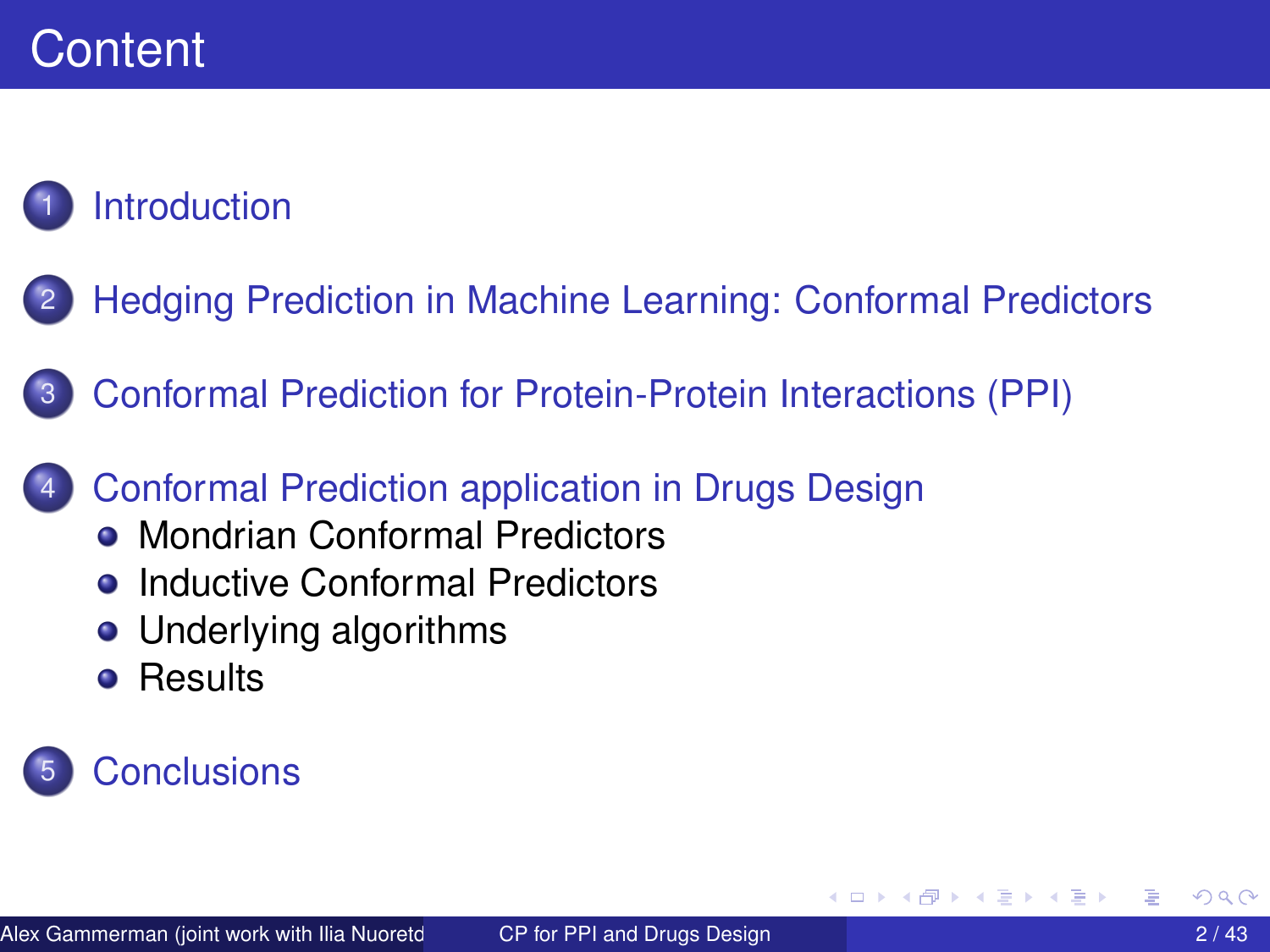# Content

1. Introduction
2. Hedging Prediction in Machine Learning: Conformal Predictors
3. Conformal Prediction for Protein-Protein Interactions (PPI)
4. Conformal Prediction application in Drugs Design
   - Mondrian Conformal Predictors
   - Inductive Conformal Predictors
   - Underlying algorithms
   - Results
5. Conclusions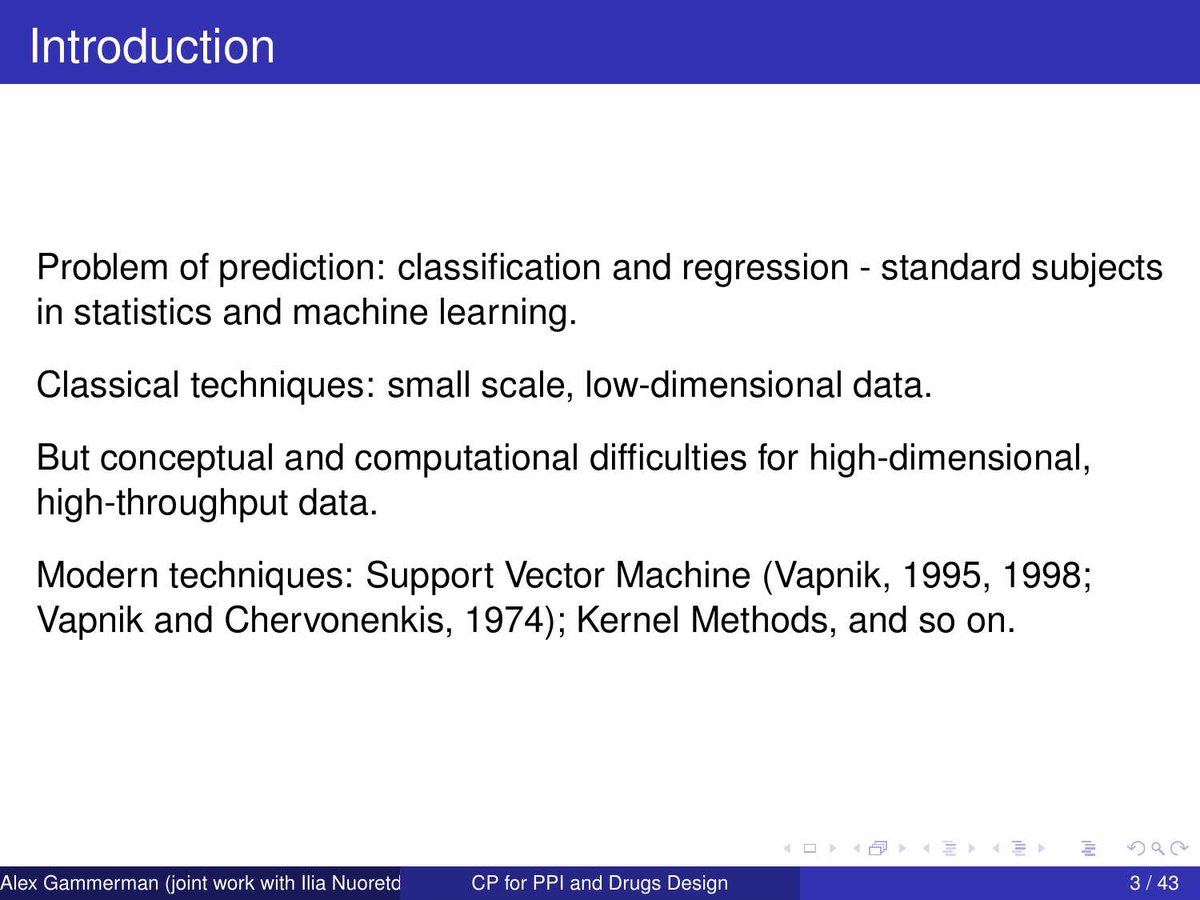# Introduction

Problem of prediction: classification and regression - standard subjects in statistics and machine learning.

Classical techniques: small scale, low-dimensional data.

But conceptual and computational difficulties for high-dimensional, high-throughput data.

Modern techniques: Support Vector Machine (Vapnik, 1995, 1998; Vapnik and Chervonenkis, 1974); Kernel Methods, and so on.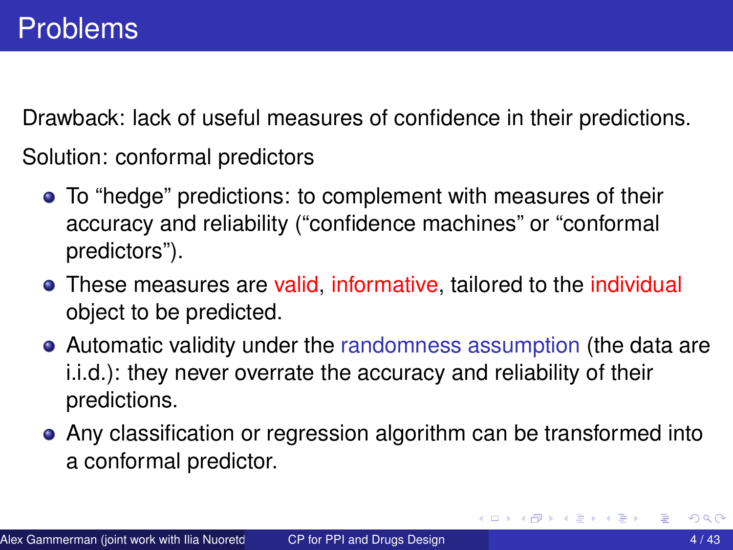# Problems

Drawback: lack of useful measures of confidence in their predictions.

Solution: conformal predictors

- To "hedge" predictions: to complement with measures of their accuracy and reliability ("confidence machines" or "conformal predictors").
- These measures are valid, informative, tailored to the individual object to be predicted.
- Automatic validity under the randomness assumption (the data are i.i.d.): they never overrate the accuracy and reliability of their predictions.
- Any classification or regression algorithm can be transformed into a conformal predictor.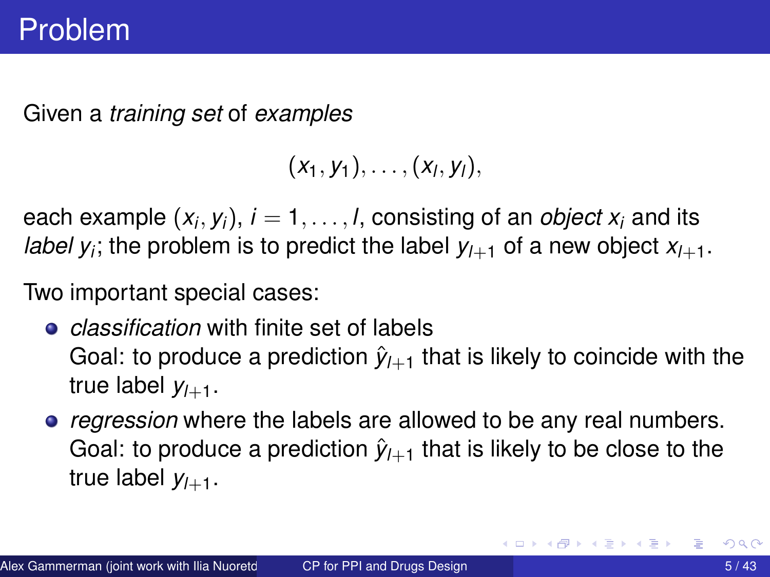# Problem

Given a *training set* of *examples*

$$(x_1, y_1), \ldots, (x_l, y_l),$$

each example $(x_i, y_i)$, $i = 1, \ldots, l$, consisting of an *object* $x_i$ and its *label* $y_i$; the problem is to predict the label $y_{l+1}$ of a new object $x_{l+1}$.

Two important special cases:

- *classification* with finite set of labels
  Goal: to produce a prediction $\hat{y}_{l+1}$ that is likely to coincide with the true label $y_{l+1}$.
- *regression* where the labels are allowed to be any real numbers.
  Goal: to produce a prediction $\hat{y}_{l+1}$ that is likely to be close to the true label $y_{l+1}$.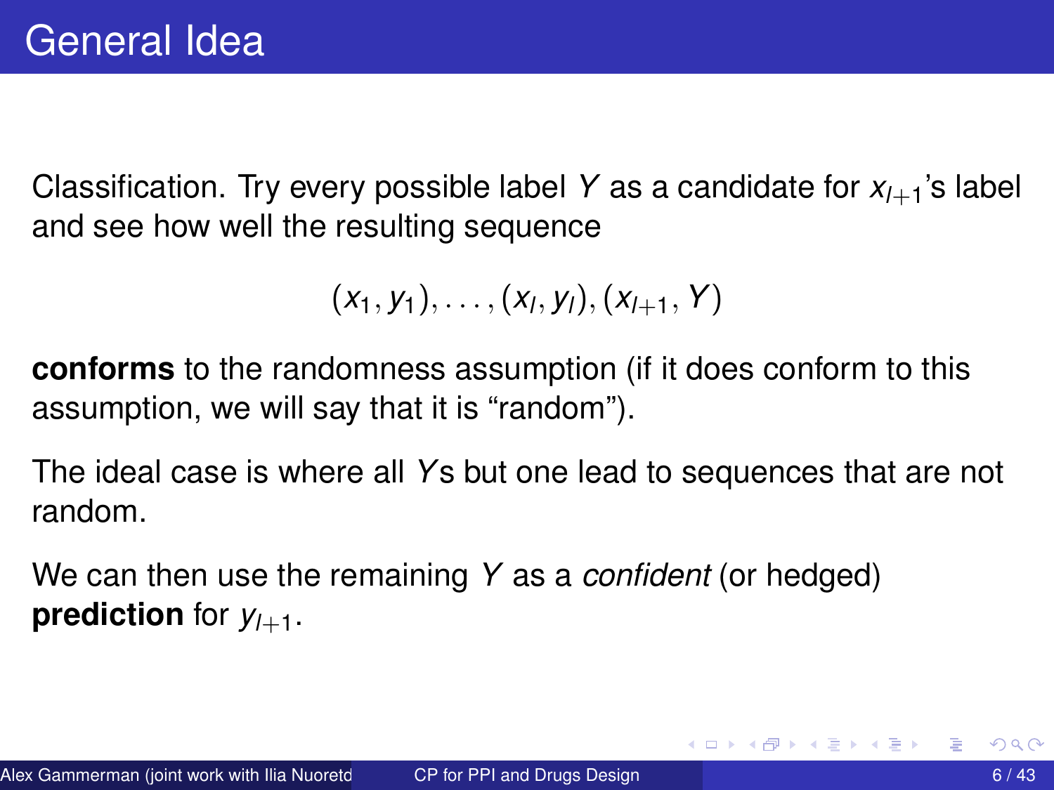# General Idea

Classification. Try every possible label $Y$ as a candidate for $x_{l+1}$'s label and see how well the resulting sequence

$$(x_1, y_1), \ldots, (x_l, y_l), (x_{l+1}, Y)$$

**conforms** to the randomness assumption (if it does conform to this assumption, we will say that it is "random").

The ideal case is where all $Y$s but one lead to sequences that are not random.

We can then use the remaining $Y$ as a *confident* (or hedged) **prediction** for $y_{l+1}$.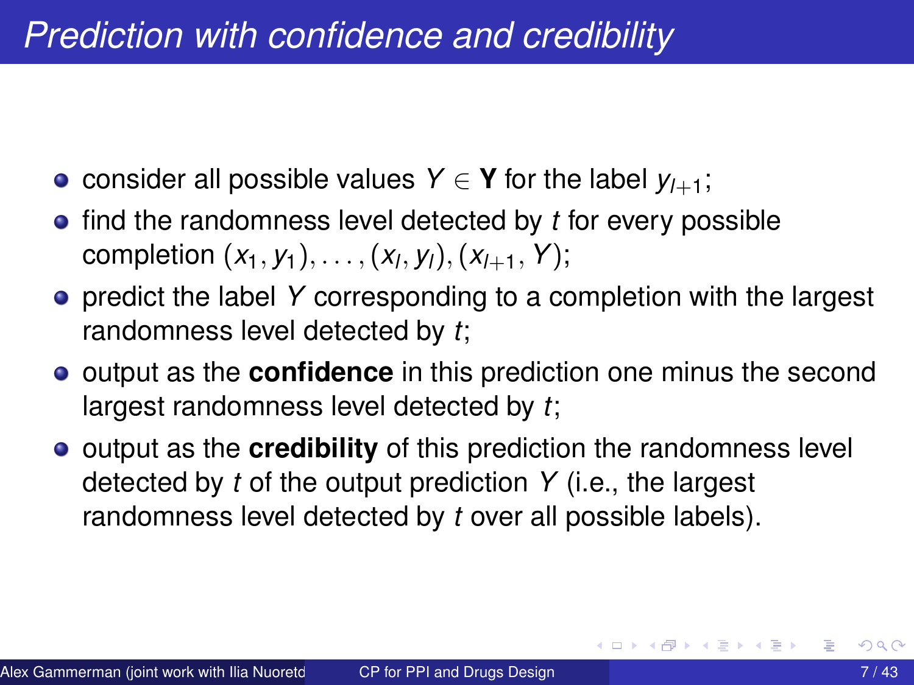# Prediction with confidence and credibility

- consider all possible values $Y \in \mathbf{Y}$ for the label $y_{l+1}$;
- find the randomness level detected by $t$ for every possible completion $(x_1, y_1), \ldots, (x_l, y_l), (x_{l+1}, Y)$;
- predict the label $Y$ corresponding to a completion with the largest randomness level detected by $t$;
- output as the **confidence** in this prediction one minus the second largest randomness level detected by $t$;
- output as the **credibility** of this prediction the randomness level detected by $t$ of the output prediction $Y$ (i.e., the largest randomness level detected by $t$ over all possible labels).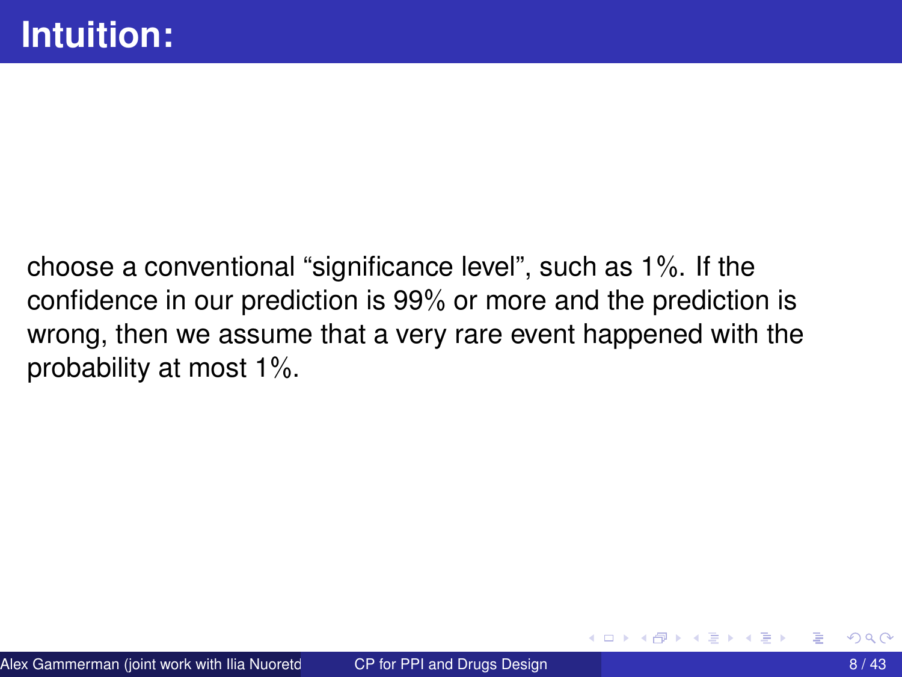# Intuition:

choose a conventional “significance level”, such as 1%. If the confidence in our prediction is 99% or more and the prediction is wrong, then we assume that a very rare event happened with the probability at most 1%.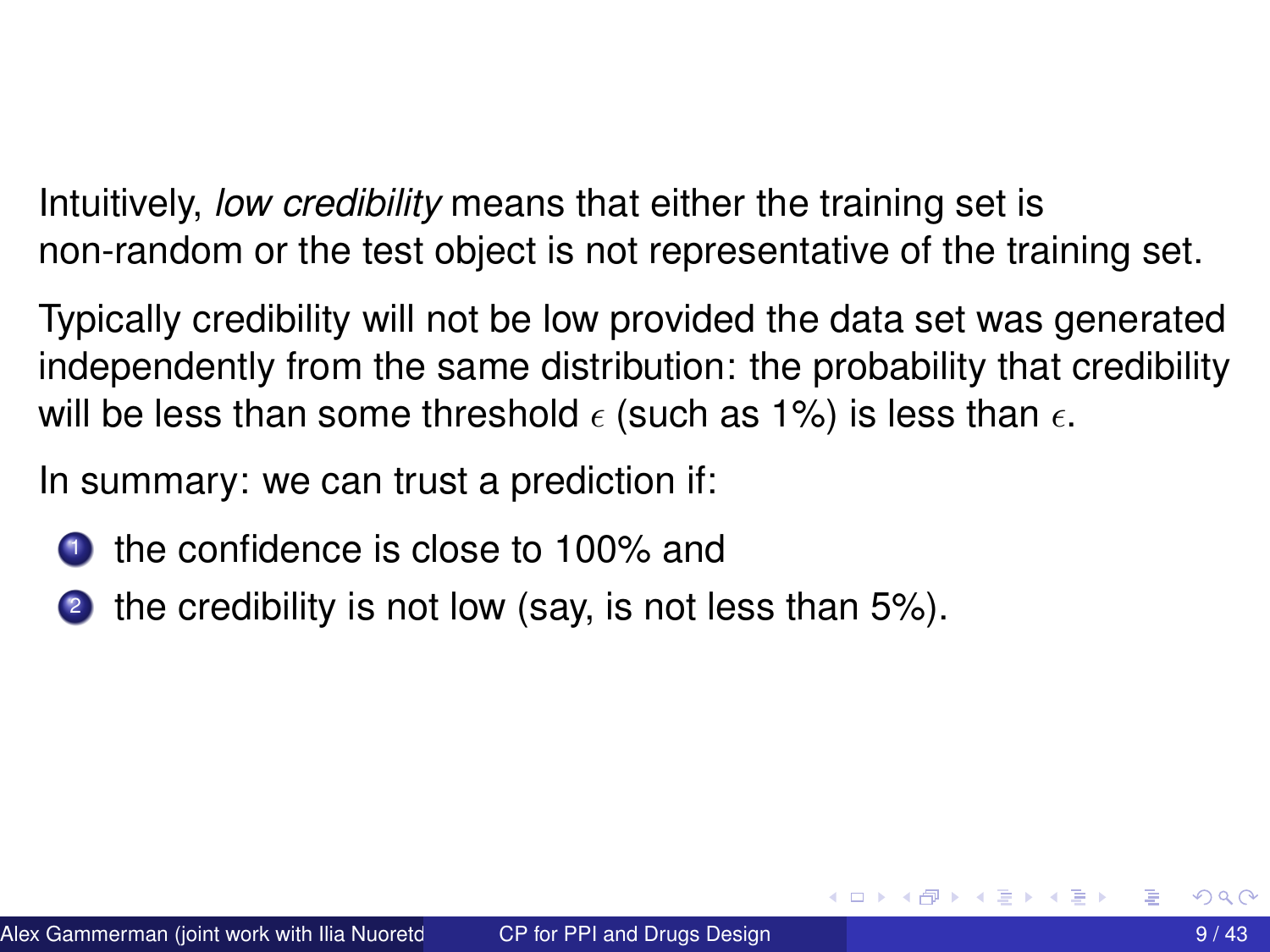Intuitively, *low credibility* means that either the training set is non-random or the test object is not representative of the training set.

Typically credibility will not be low provided the data set was generated independently from the same distribution: the probability that credibility will be less than some threshold $\epsilon$ (such as 1%) is less than $\epsilon$.

In summary: we can trust a prediction if:

1. the confidence is close to 100% and
2. the credibility is not low (say, is not less than 5%).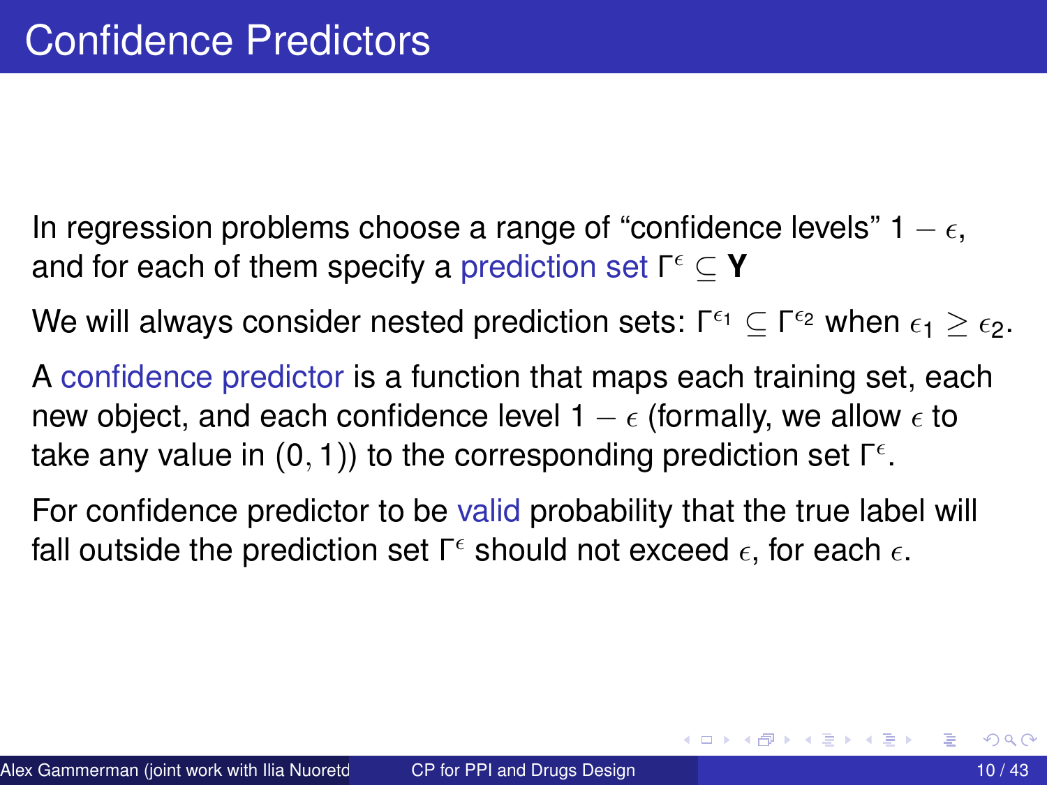# Confidence Predictors

In regression problems choose a range of "confidence levels" $1 - \epsilon$, and for each of them specify a prediction set $\Gamma^{\epsilon} \subseteq \mathbf{Y}$

We will always consider nested prediction sets: $\Gamma^{\epsilon_1} \subseteq \Gamma^{\epsilon_2}$ when $\epsilon_1 \geq \epsilon_2$.

A confidence predictor is a function that maps each training set, each new object, and each confidence level $1 - \epsilon$ (formally, we allow $\epsilon$ to take any value in $(0, 1)$) to the corresponding prediction set $\Gamma^{\epsilon}$.

For confidence predictor to be valid probability that the true label will fall outside the prediction set $\Gamma^{\epsilon}$ should not exceed $\epsilon$, for each $\epsilon$.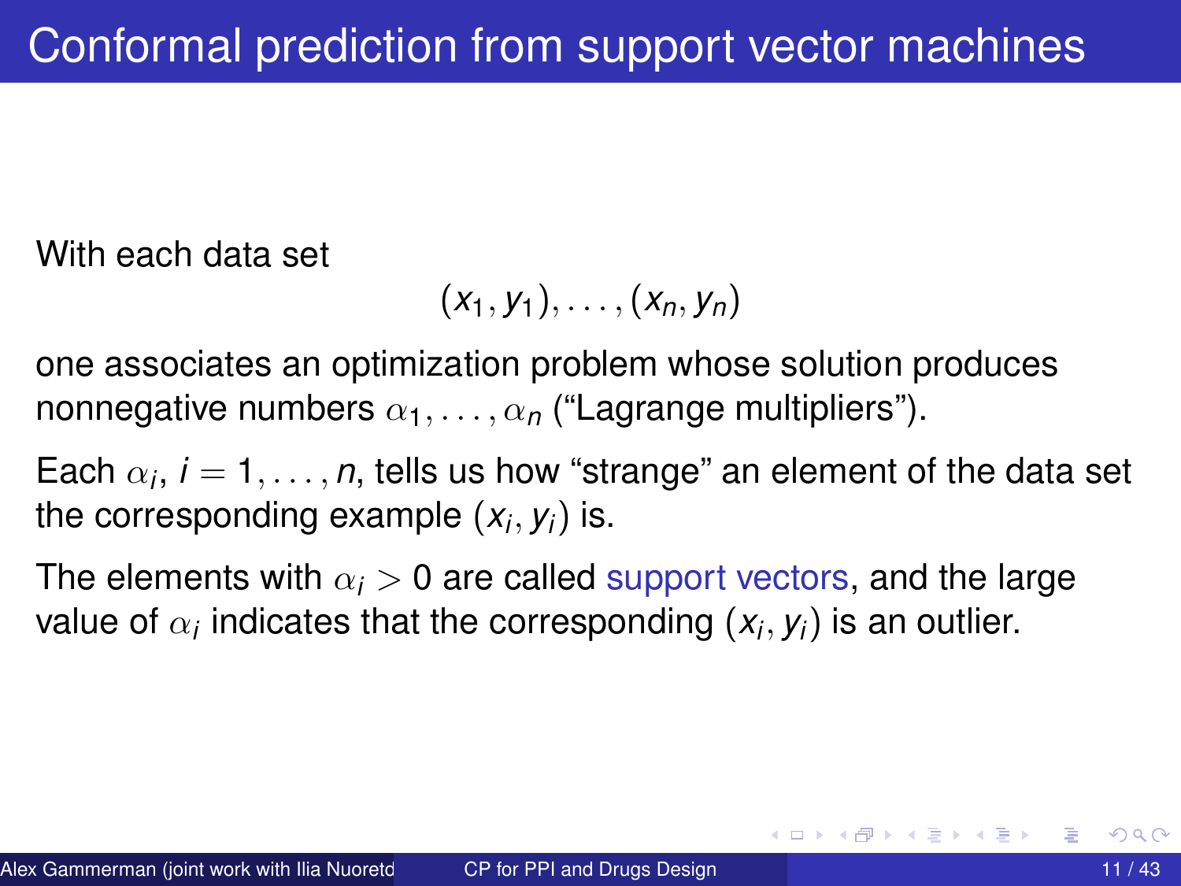# Conformal prediction from support vector machines

With each data set

$$(x_1, y_1), \ldots, (x_n, y_n)$$

one associates an optimization problem whose solution produces nonnegative numbers $\alpha_1, \ldots, \alpha_n$ ("Lagrange multipliers").

Each $\alpha_i$, $i = 1, \ldots, n$, tells us how "strange" an element of the data set the corresponding example $(x_i, y_i)$ is.

The elements with $\alpha_i > 0$ are called support vectors, and the large value of $\alpha_i$ indicates that the corresponding $(x_i, y_i)$ is an outlier.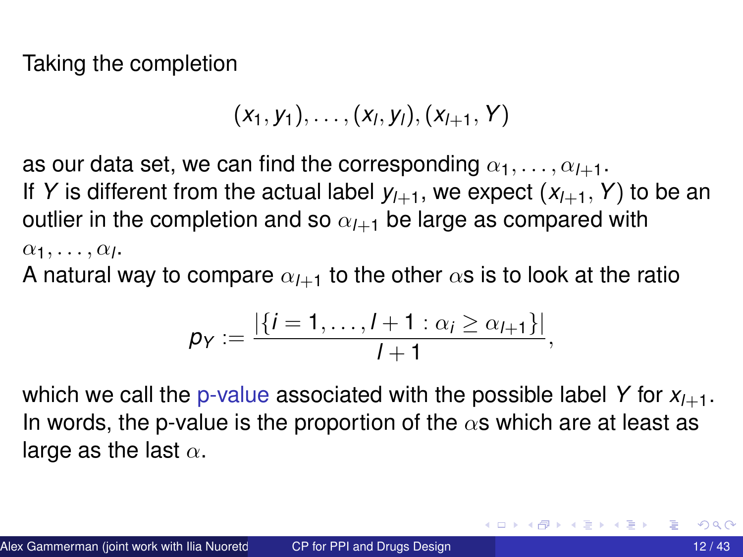Taking the completion

$$(x_1, y_1), \ldots, (x_l, y_l), (x_{l+1}, Y)$$

as our data set, we can find the corresponding $\alpha_1, \ldots, \alpha_{l+1}$.
If $Y$ is different from the actual label $y_{l+1}$, we expect $(x_{l+1}, Y)$ to be an outlier in the completion and so $\alpha_{l+1}$ be large as compared with $\alpha_1, \ldots, \alpha_l$.
A natural way to compare $\alpha_{l+1}$ to the other $\alpha$s is to look at the ratio

$$p_Y := \frac{|\{i = 1, \ldots, l+1 : \alpha_i \geq \alpha_{l+1}\}|}{l+1},$$

which we call the p-value associated with the possible label $Y$ for $x_{l+1}$.
In words, the p-value is the proportion of the $\alpha$s which are at least as large as the last $\alpha$.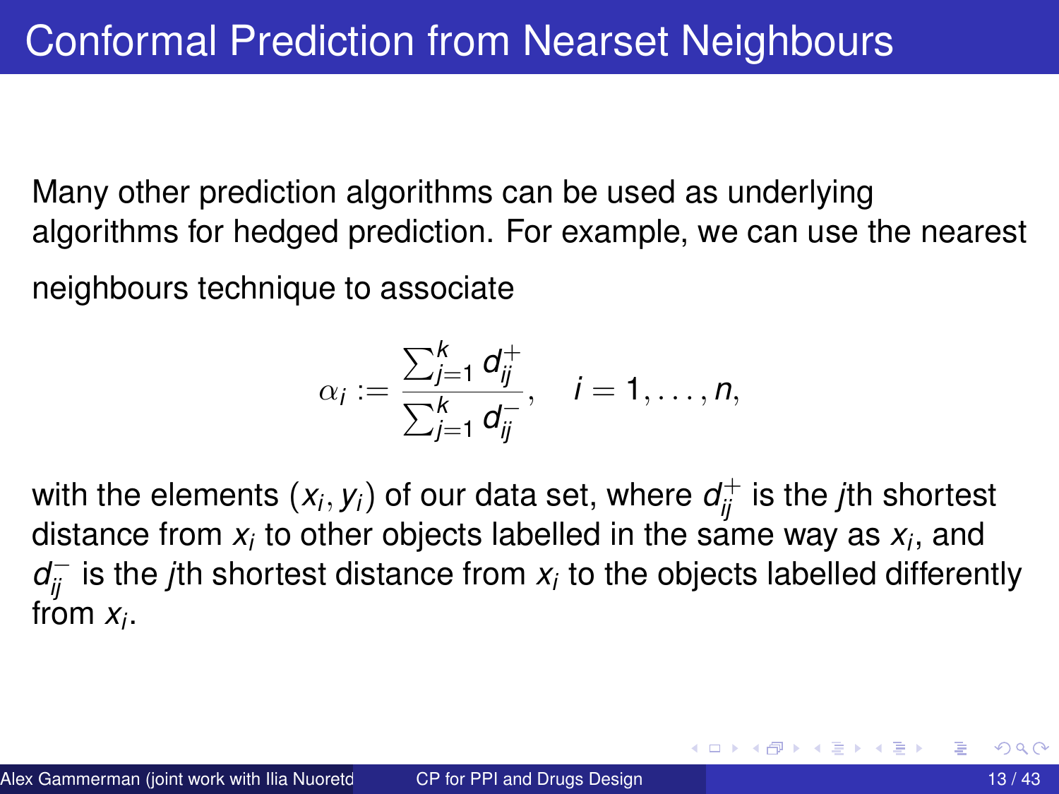# Conformal Prediction from Nearset Neighbours

Many other prediction algorithms can be used as underlying algorithms for hedged prediction. For example, we can use the nearest neighbours technique to associate

$$\alpha_i := \frac{\sum_{j=1}^{k} d_{ij}^{+}}{\sum_{j=1}^{k} d_{ij}^{-}}, \quad i = 1, \ldots, n,$$

with the elements $(x_i, y_i)$ of our data set, where $d_{ij}^{+}$ is the $j$th shortest distance from $x_i$ to other objects labelled in the same way as $x_i$, and $d_{ij}^{-}$ is the $j$th shortest distance from $x_i$ to the objects labelled differently from $x_i$.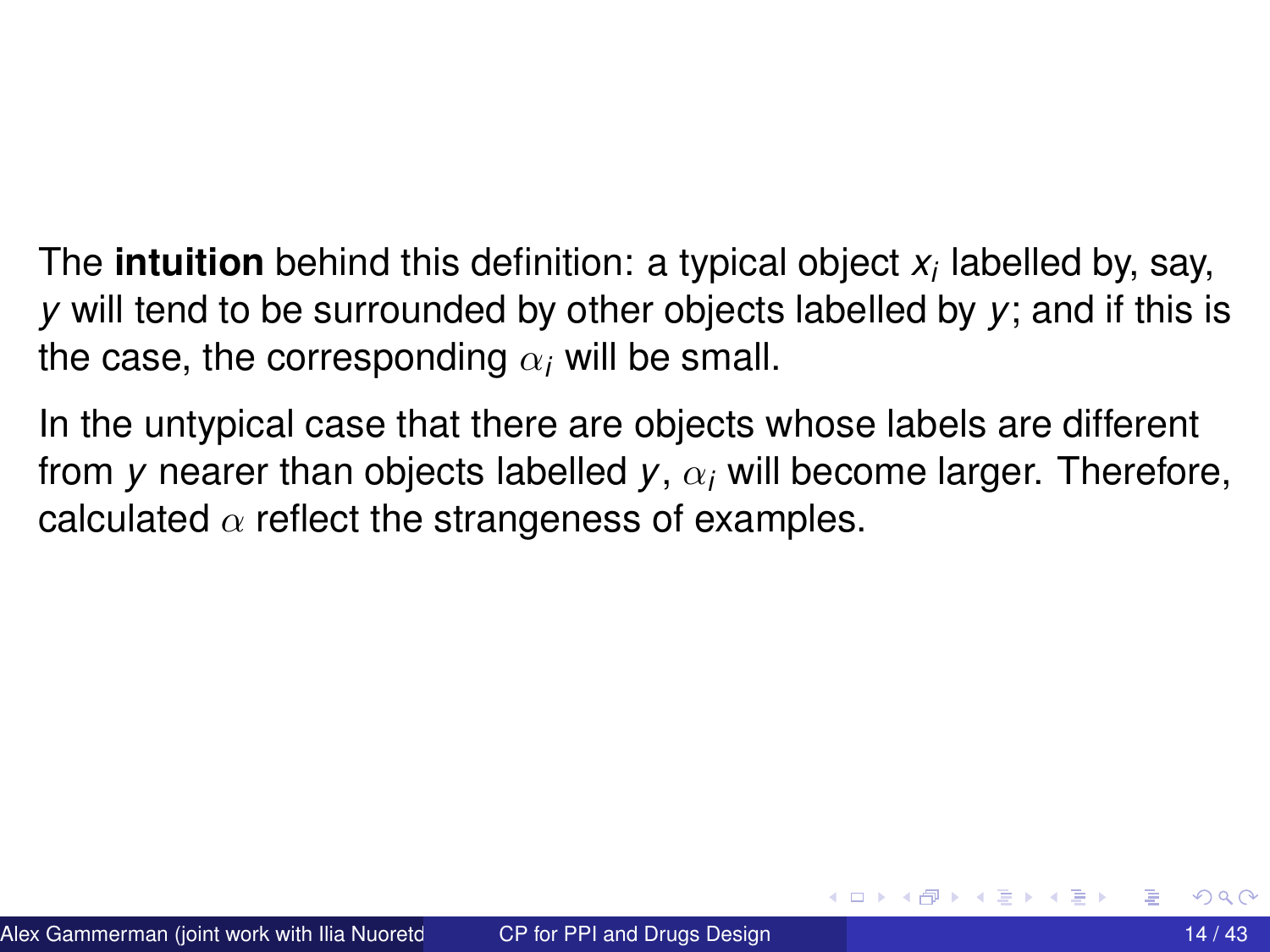The **intuition** behind this definition: a typical object $x_i$ labelled by, say, $y$ will tend to be surrounded by other objects labelled by $y$; and if this is the case, the corresponding $\alpha_i$ will be small.

In the untypical case that there are objects whose labels are different from $y$ nearer than objects labelled $y$, $\alpha_i$ will become larger. Therefore, calculated $\alpha$ reflect the strangeness of examples.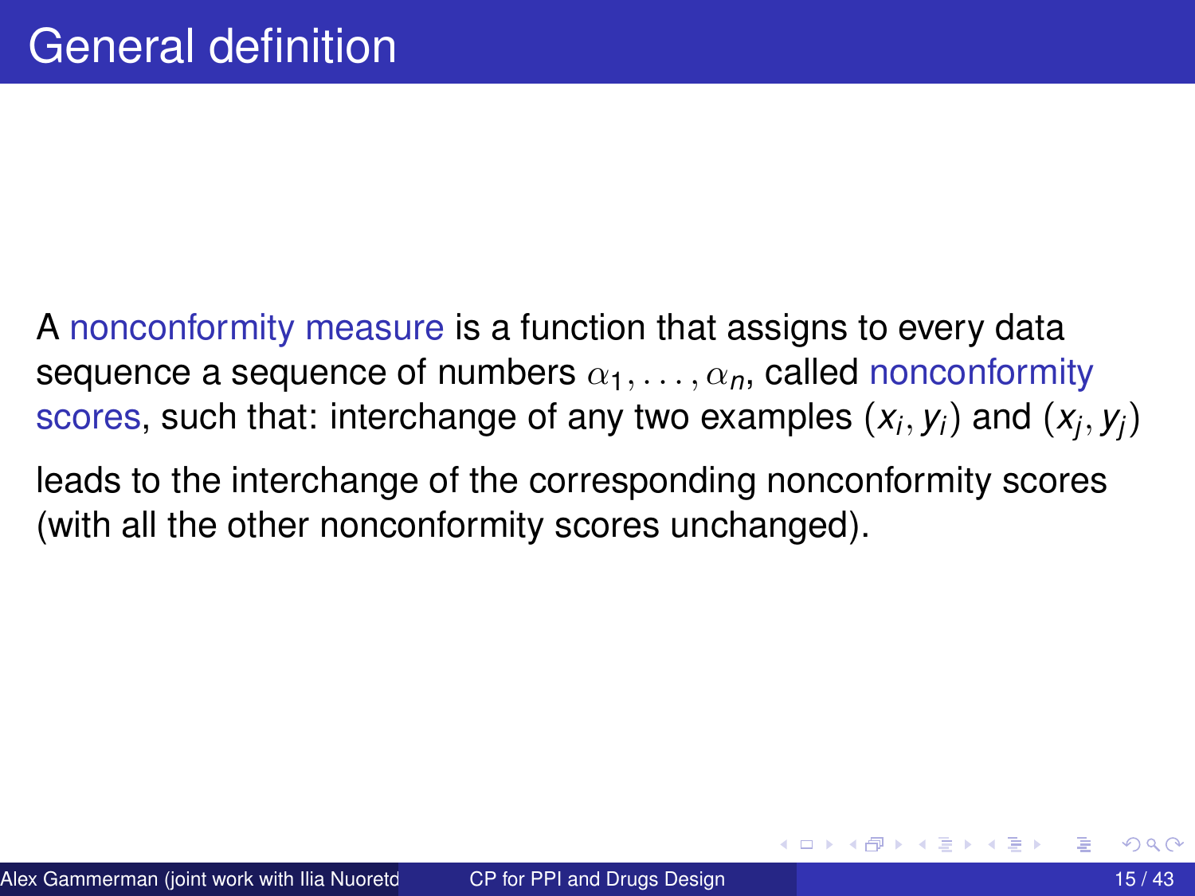# General definition

A nonconformity measure is a function that assigns to every data sequence a sequence of numbers $\alpha_1, \ldots, \alpha_n$, called nonconformity scores, such that: interchange of any two examples $(x_i, y_i)$ and $(x_j, y_j)$

leads to the interchange of the corresponding nonconformity scores (with all the other nonconformity scores unchanged).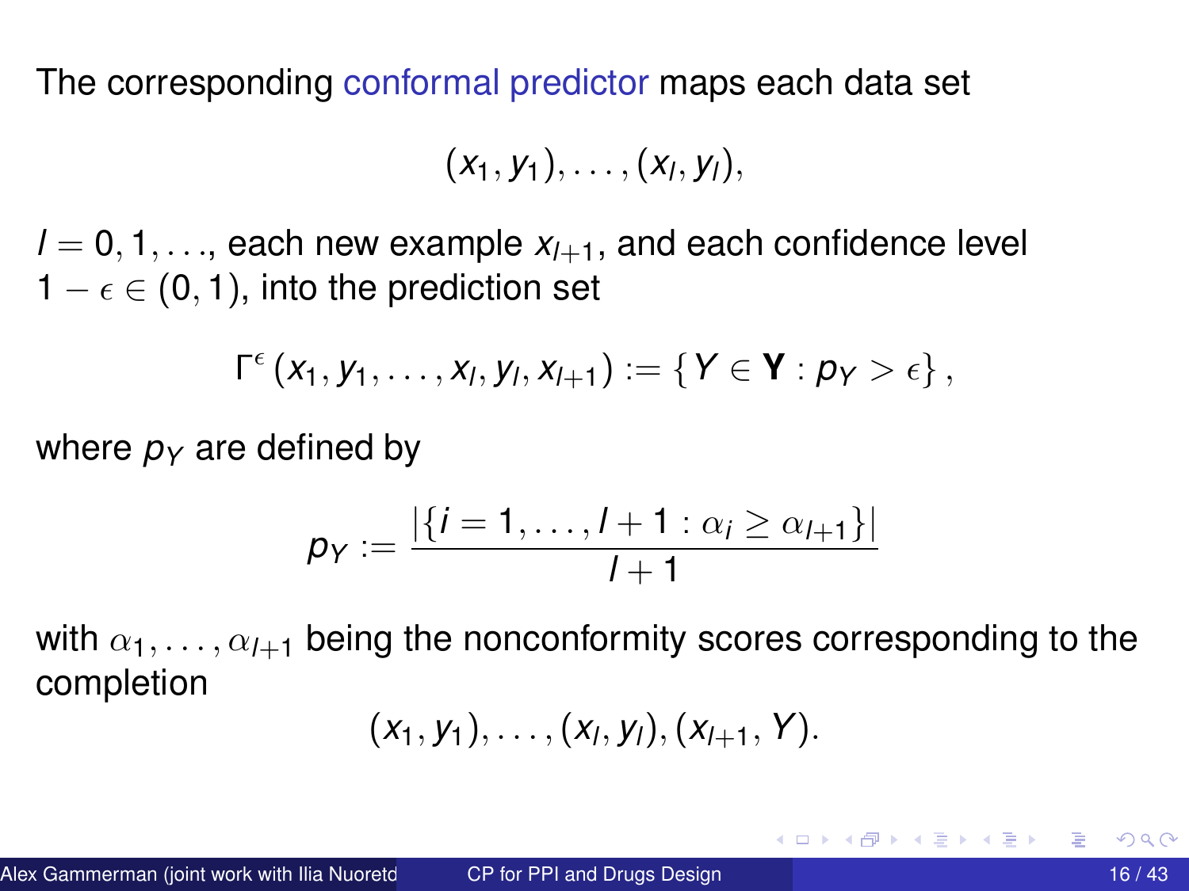The corresponding conformal predictor maps each data set

$$(x_1, y_1), \ldots, (x_l, y_l),$$

$l = 0, 1, \ldots$, each new example $x_{l+1}$, and each confidence level $1 - \epsilon \in (0, 1)$, into the prediction set

$$\Gamma^{\epsilon}(x_1, y_1, \ldots, x_l, y_l, x_{l+1}) := \{Y \in \mathbf{Y} : p_Y > \epsilon\},$$

where $p_Y$ are defined by

$$p_Y := \frac{|\{i = 1, \ldots, l+1 : \alpha_i \geq \alpha_{l+1}\}|}{l+1}$$

with $\alpha_1, \ldots, \alpha_{l+1}$ being the nonconformity scores corresponding to the completion

$$(x_1, y_1), \ldots, (x_l, y_l), (x_{l+1}, Y).$$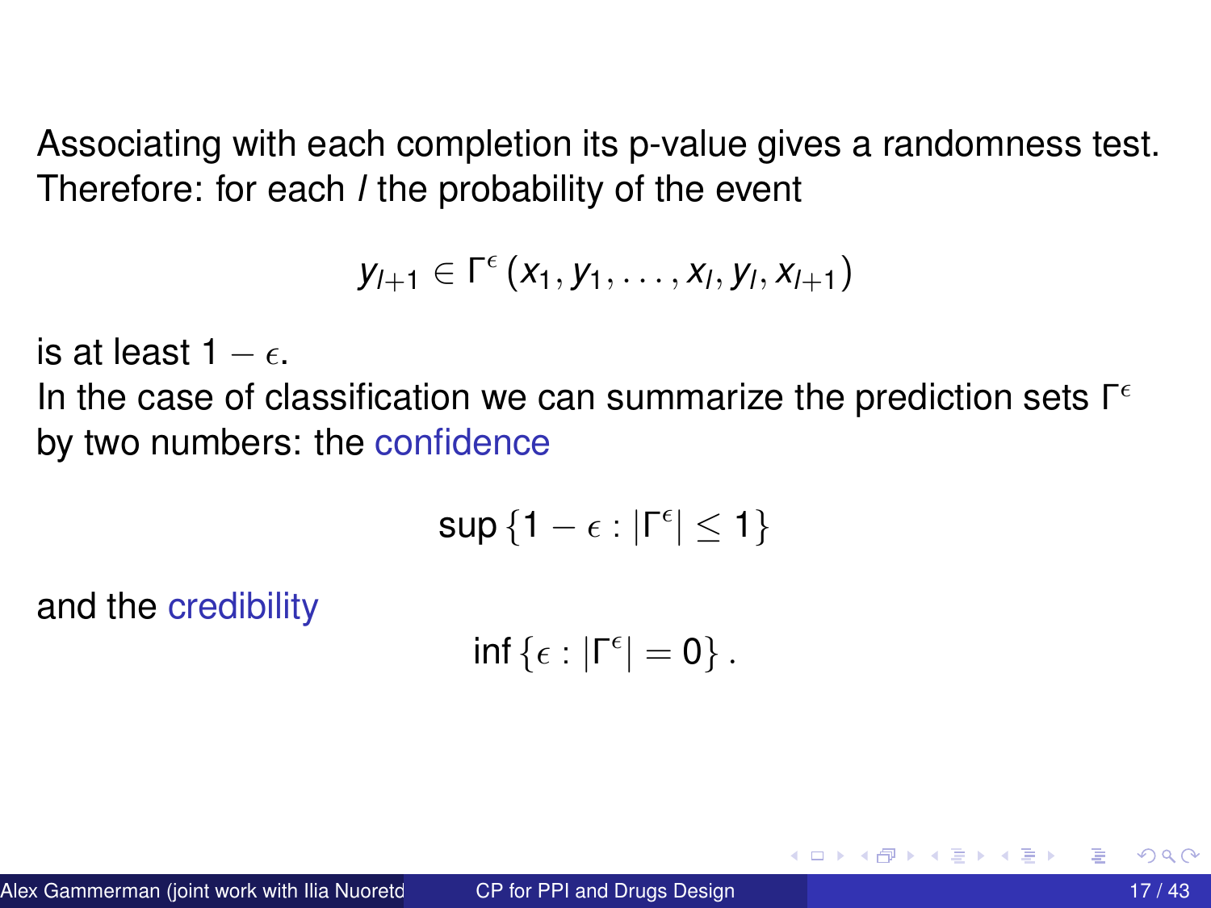Associating with each completion its p-value gives a randomness test. Therefore: for each $l$ the probability of the event

$$y_{l+1} \in \Gamma^{\epsilon}(x_1, y_1, \ldots, x_l, y_l, x_{l+1})$$

is at least $1 - \epsilon$.

In the case of classification we can summarize the prediction sets $\Gamma^{\epsilon}$ by two numbers: the confidence

$$\sup \{1 - \epsilon : |\Gamma^{\epsilon}| \leq 1\}$$

and the credibility

$$\inf \{\epsilon : |\Gamma^{\epsilon}| = 0\}.$$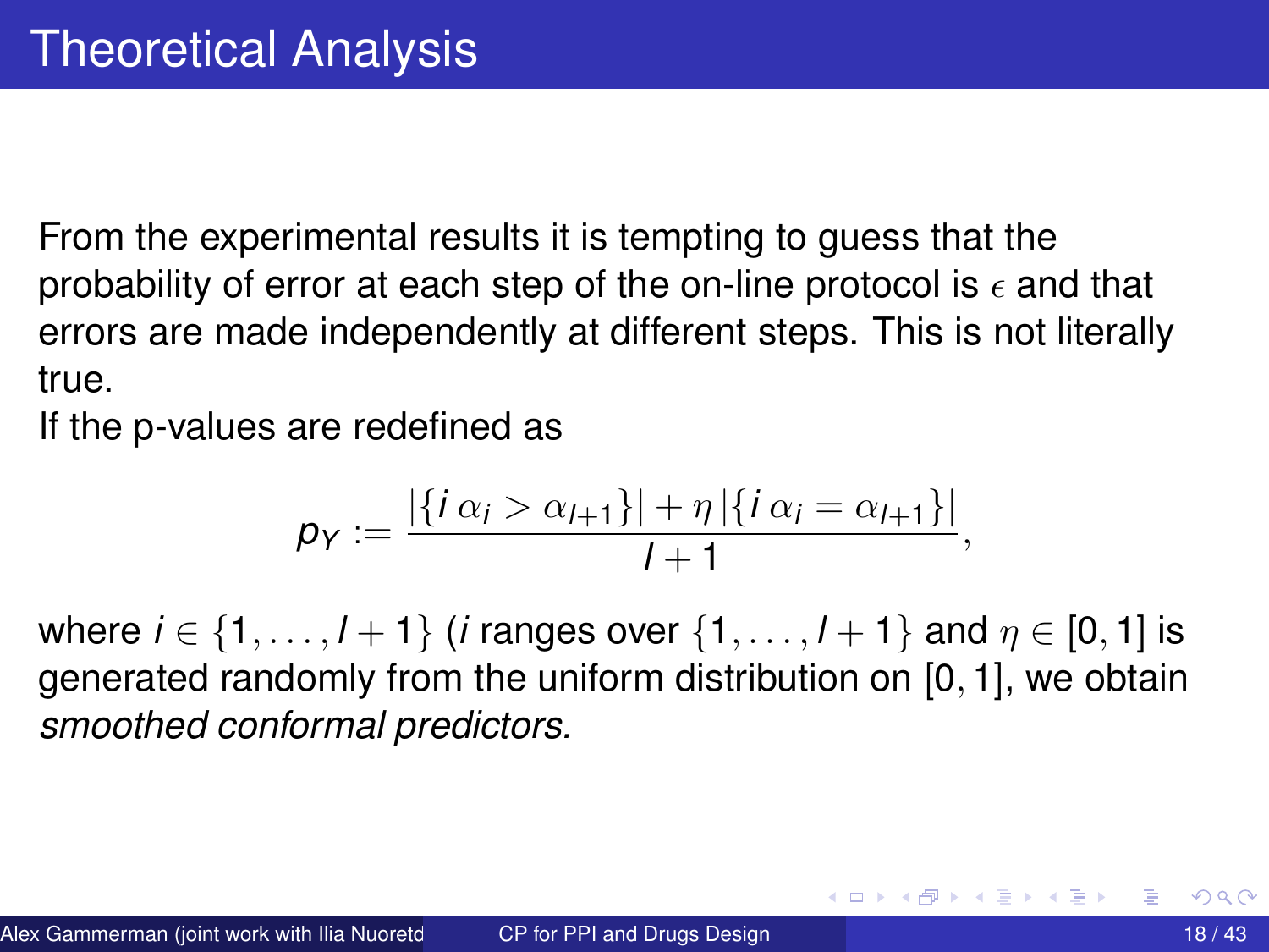# Theoretical Analysis

From the experimental results it is tempting to guess that the probability of error at each step of the on-line protocol is $\epsilon$ and that errors are made independently at different steps. This is not literally true.
If the p-values are redefined as

$$p_Y := \frac{|\{i\ \alpha_i > \alpha_{l+1}\}| + \eta\,|\{i\ \alpha_i = \alpha_{l+1}\}|}{l+1},$$

where $i \in \{1,\ldots,l+1\}$ ($i$ ranges over $\{1,\ldots,l+1\}$ and $\eta \in [0,1]$ is generated randomly from the uniform distribution on $[0,1]$, we obtain *smoothed conformal predictors.*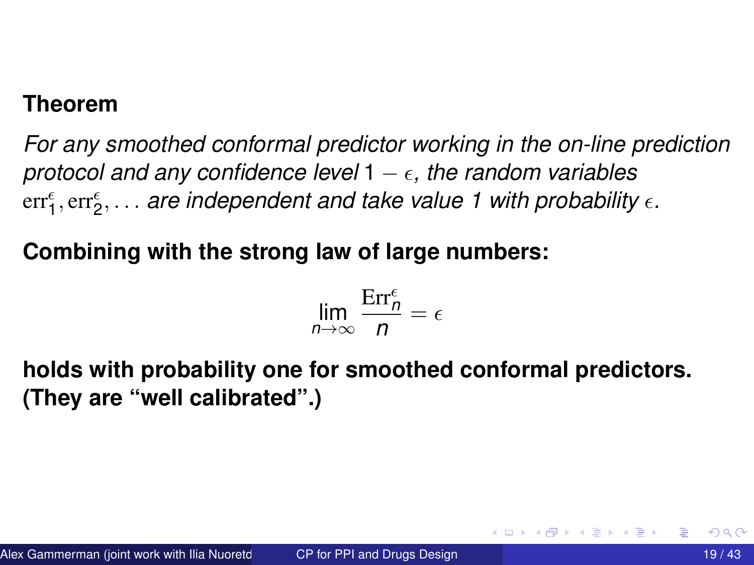**Theorem**

*For any smoothed conformal predictor working in the on-line prediction protocol and any confidence level* $1 - \epsilon$*, the random variables* $\mathrm{err}_1^\epsilon, \mathrm{err}_2^\epsilon, \ldots$ *are independent and take value 1 with probability* $\epsilon$*.*

**Combining with the strong law of large numbers:**

$$\lim_{n \to \infty} \frac{\mathrm{Err}_n^\epsilon}{n} = \epsilon$$

**holds with probability one for smoothed conformal predictors. (They are "well calibrated".)**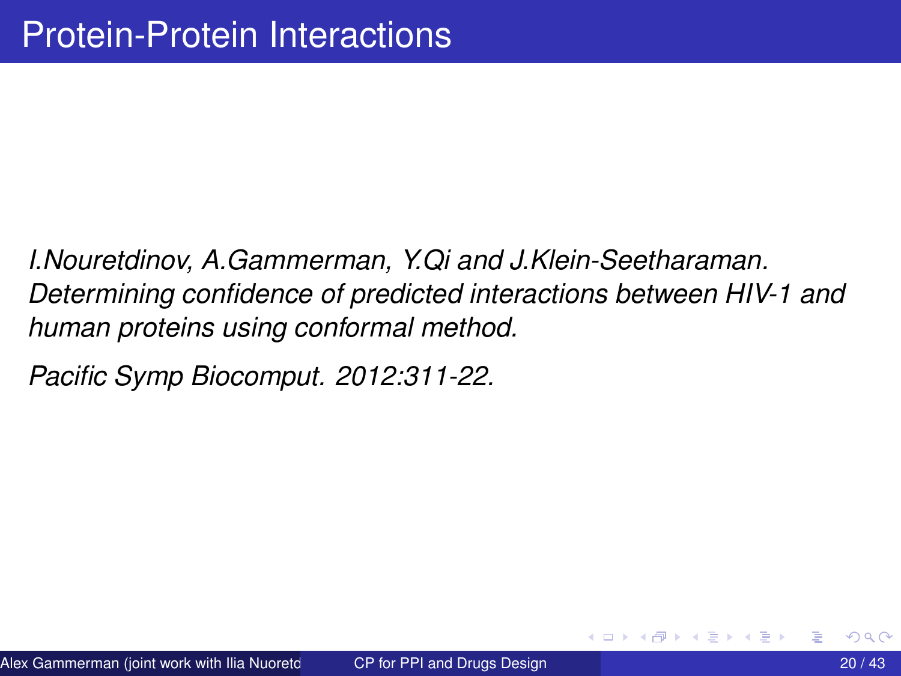# Protein-Protein Interactions

*I.Nouretdinov, A.Gammerman, Y.Qi and J.Klein-Seetharaman. Determining confidence of predicted interactions between HIV-1 and human proteins using conformal method.*

*Pacific Symp Biocomput. 2012:311-22.*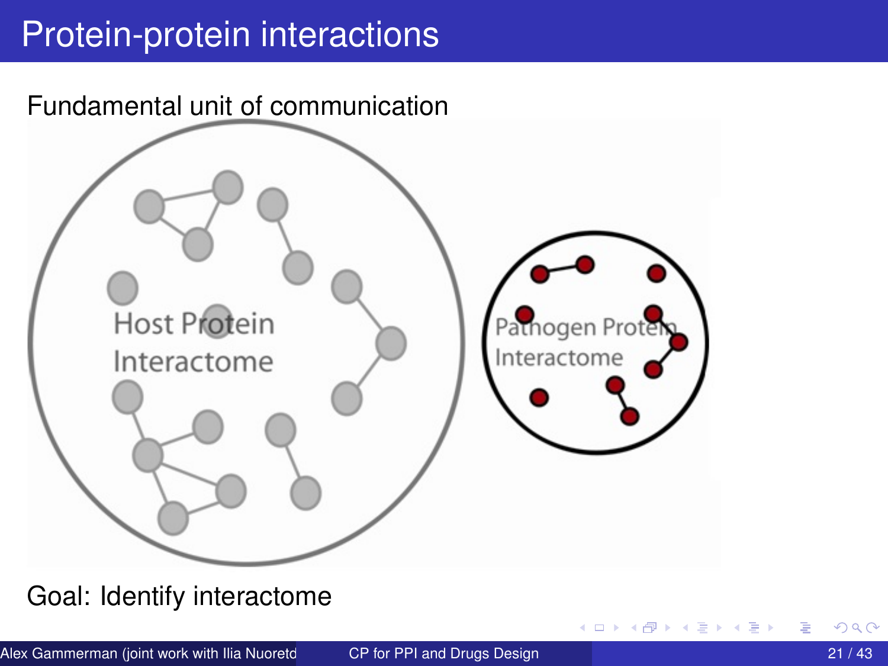# Protein-protein interactions

Fundamental unit of communication

Host Protein Interactome

Pathogen Protein Interactome

Goal: Identify interactome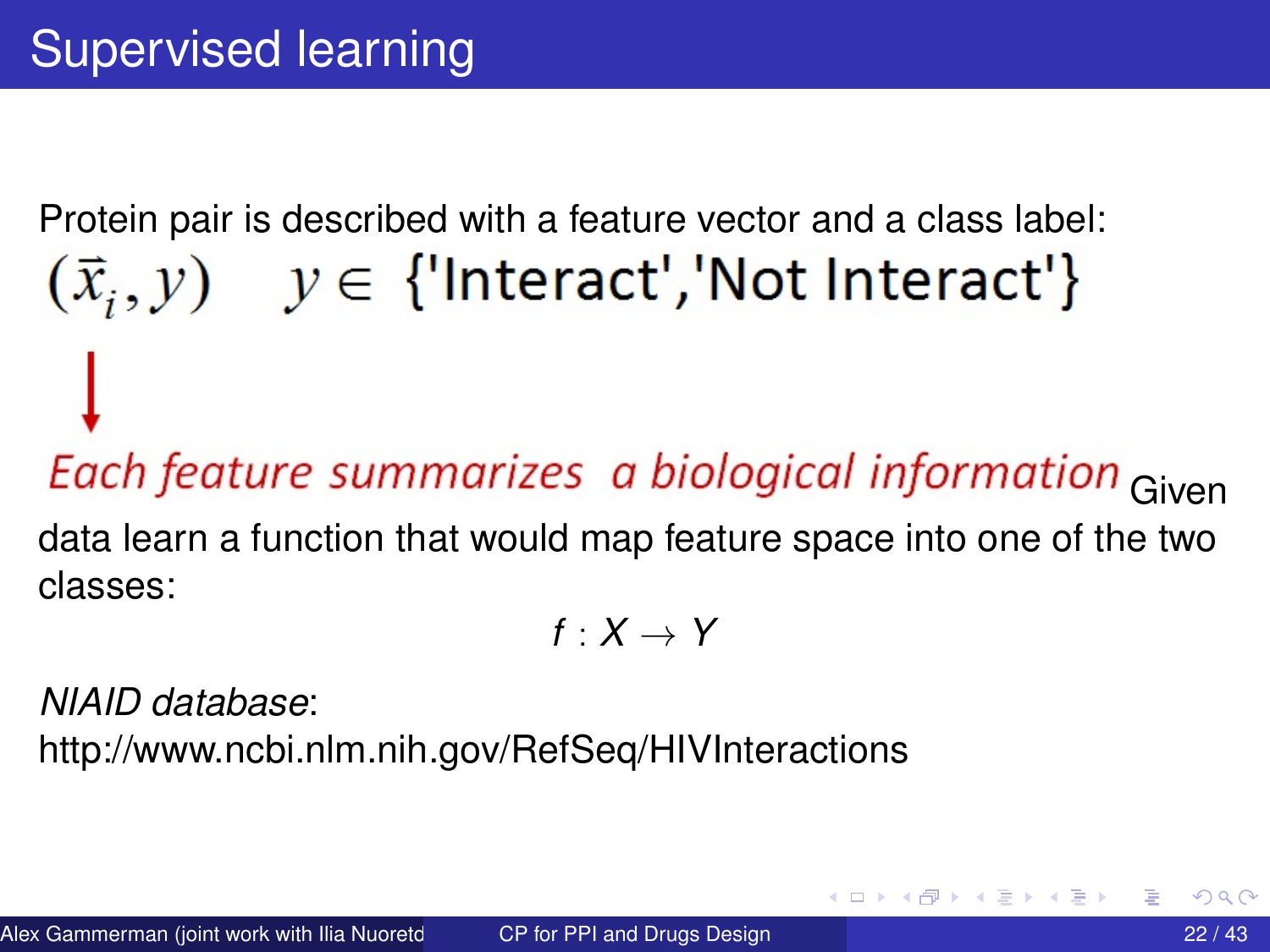# Supervised learning

Protein pair is described with a feature vector and a class label:

$$(\vec{x}_i, y) \quad y \in \{\text{'Interact'}, \text{'Not Interact'}\}$$

↓

*Each feature summarizes a biological information*

Given data learn a function that would map feature space into one of the two classes:

$$f : X \to Y$$

*NIAID database*:
http://www.ncbi.nlm.nih.gov/RefSeq/HIVInteractions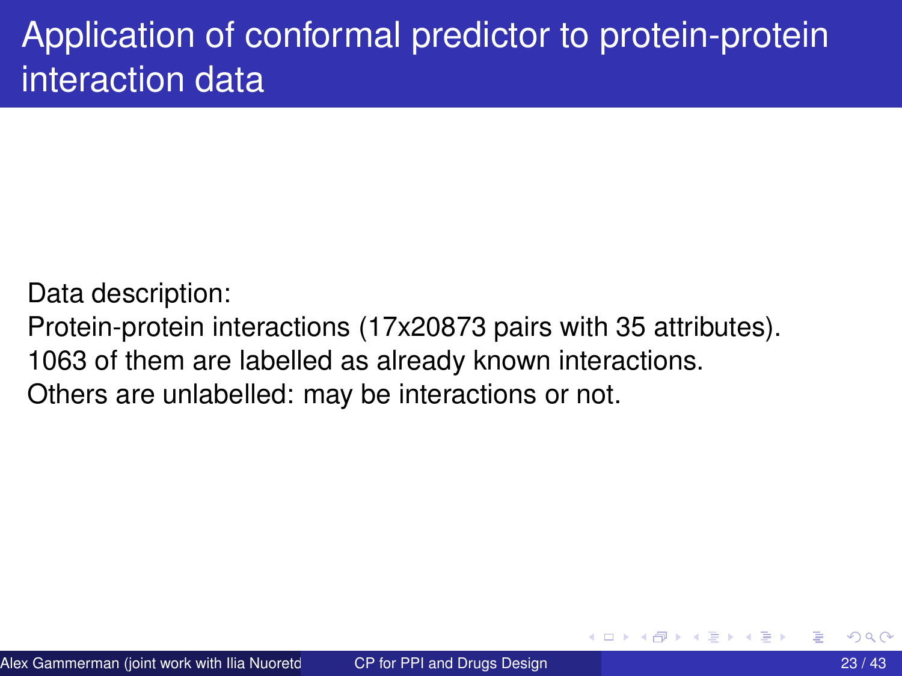# Application of conformal predictor to protein-protein interaction data

Data description:
Protein-protein interactions (17x20873 pairs with 35 attributes).
1063 of them are labelled as already known interactions.
Others are unlabelled: may be interactions or not.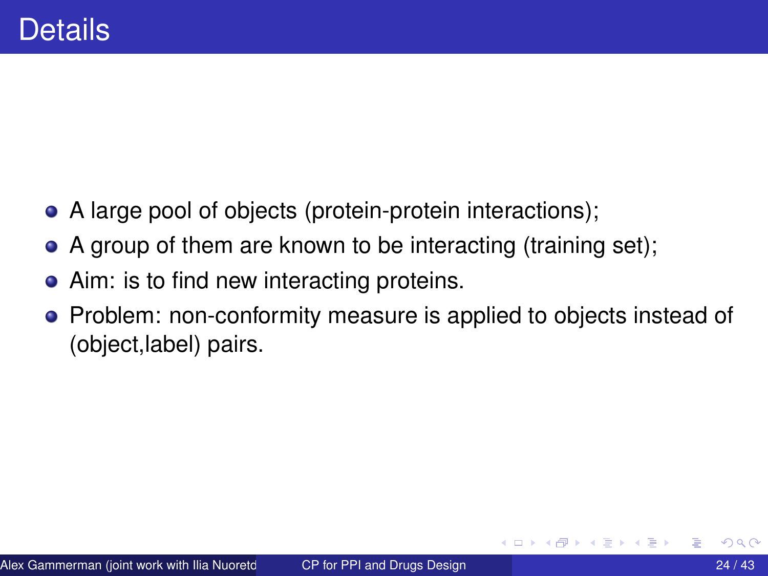# Details

- A large pool of objects (protein-protein interactions);
- A group of them are known to be interacting (training set);
- Aim: is to find new interacting proteins.
- Problem: non-conformity measure is applied to objects instead of (object,label) pairs.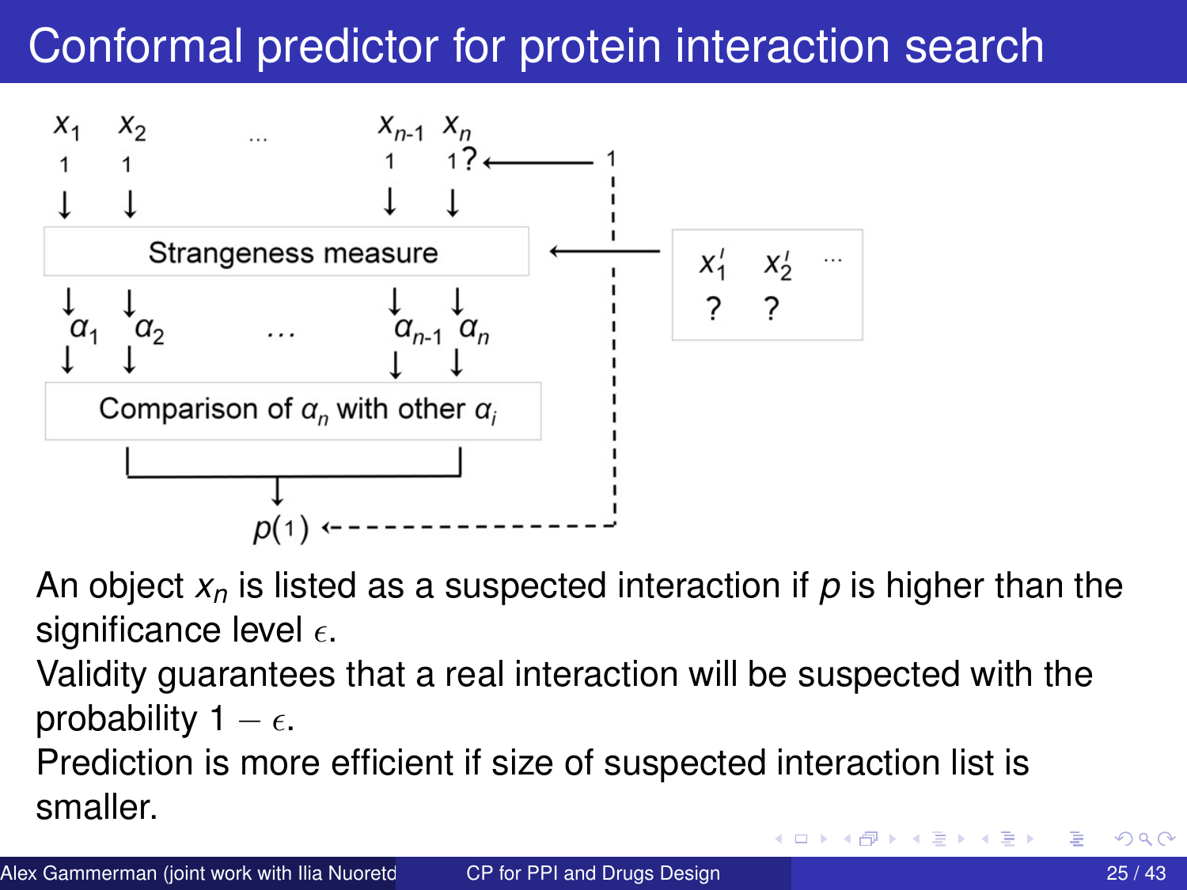# Conformal predictor for protein interaction search

An object $x_n$ is listed as a suspected interaction if $p$ is higher than the significance level $\epsilon$.

Validity guarantees that a real interaction will be suspected with the probability $1 - \epsilon$.

Prediction is more efficient if size of suspected interaction list is smaller.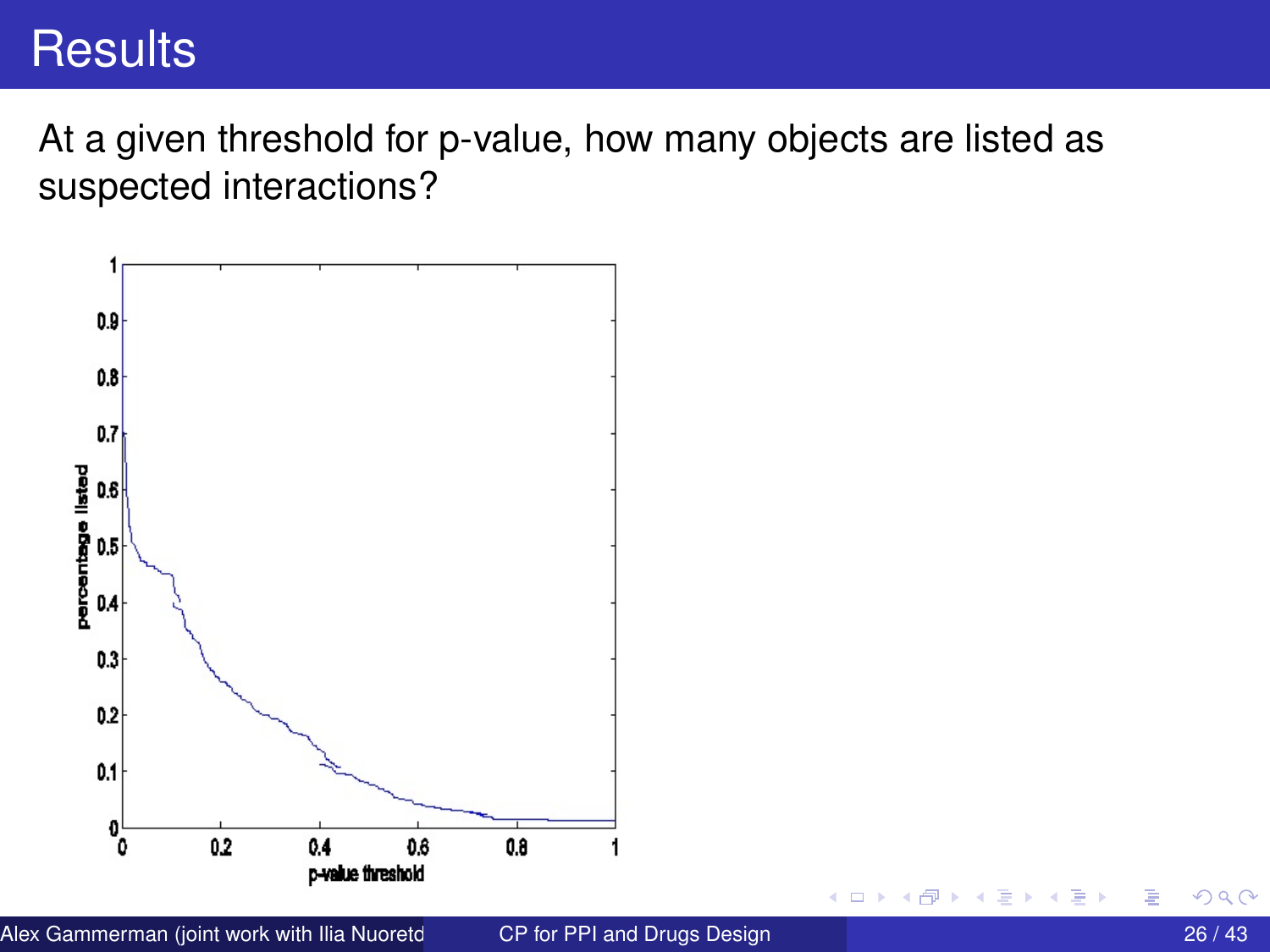# Results

At a given threshold for p-value, how many objects are listed as suspected interactions?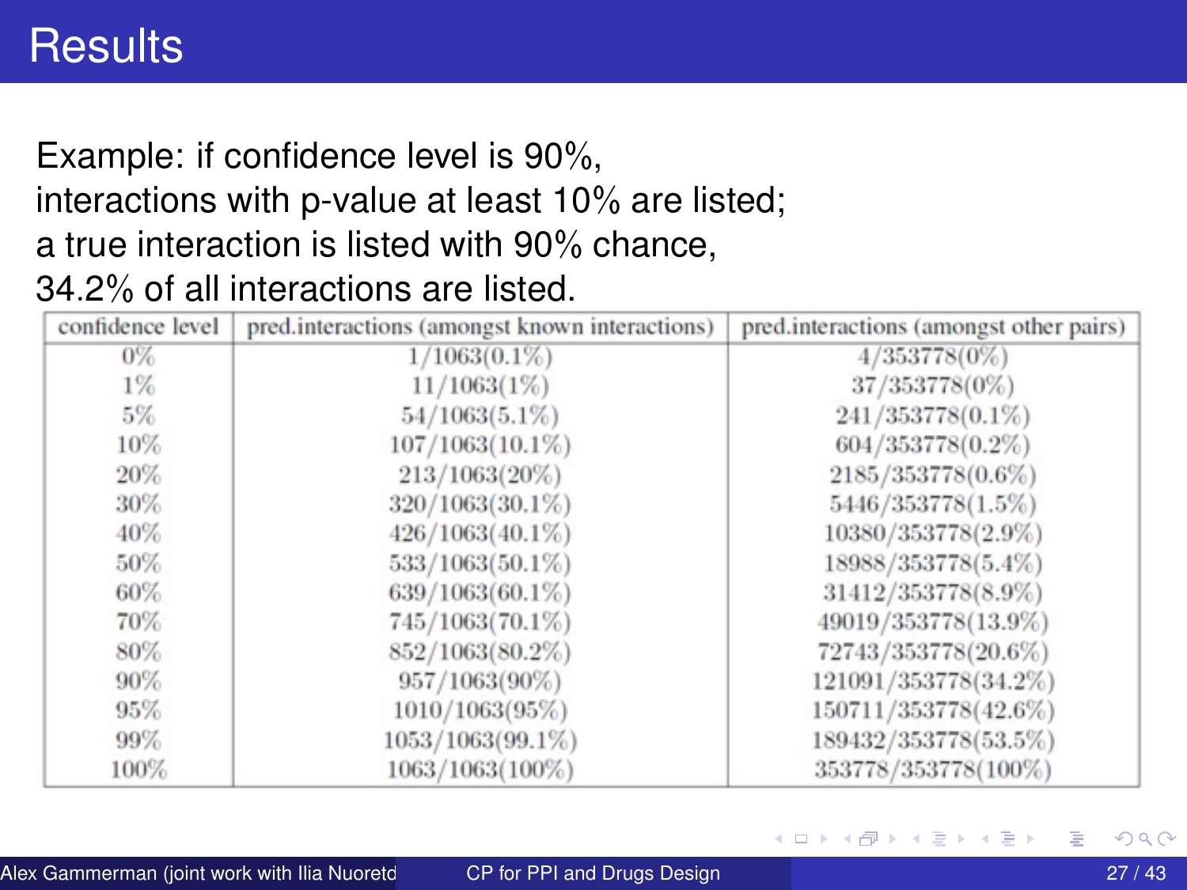# Results

Example: if confidence level is 90%,
interactions with p-value at least 10% are listed;
a true interaction is listed with 90% chance,
34.2% of all interactions are listed.

| confidence level | pred.interactions (amongst known interactions) | pred.interactions (amongst other pairs) |
|---|---|---|
| 0% | 1/1063(0.1%) | 4/353778(0%) |
| 1% | 11/1063(1%) | 37/353778(0%) |
| 5% | 54/1063(5.1%) | 241/353778(0.1%) |
| 10% | 107/1063(10.1%) | 604/353778(0.2%) |
| 20% | 213/1063(20%) | 2185/353778(0.6%) |
| 30% | 320/1063(30.1%) | 5446/353778(1.5%) |
| 40% | 426/1063(40.1%) | 10380/353778(2.9%) |
| 50% | 533/1063(50.1%) | 18988/353778(5.4%) |
| 60% | 639/1063(60.1%) | 31412/353778(8.9%) |
| 70% | 745/1063(70.1%) | 49019/353778(13.9%) |
| 80% | 852/1063(80.2%) | 72743/353778(20.6%) |
| 90% | 957/1063(90%) | 121091/353778(34.2%) |
| 95% | 1010/1063(95%) | 150711/353778(42.6%) |
| 99% | 1053/1063(99.1%) | 189432/353778(53.5%) |
| 100% | 1063/1063(100%) | 353778/353778(100%) |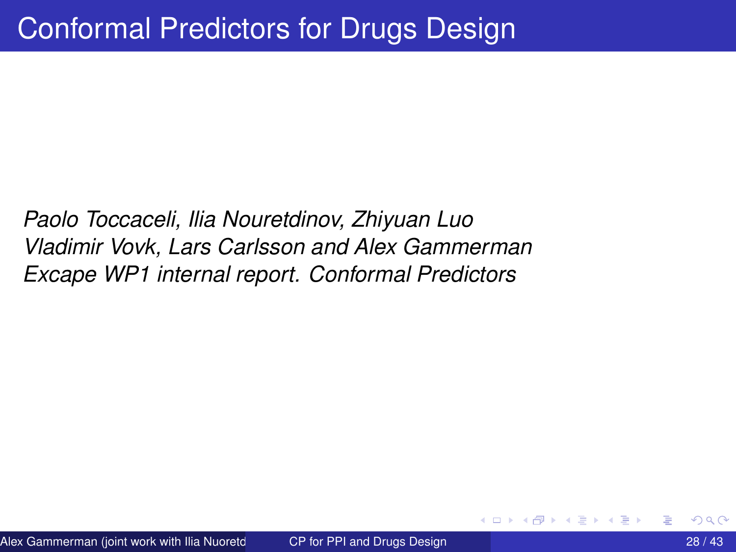# Conformal Predictors for Drugs Design

*Paolo Toccaceli, Ilia Nouretdinov, Zhiyuan Luo*
*Vladimir Vovk, Lars Carlsson and Alex Gammerman*
*Excape WP1 internal report. Conformal Predictors*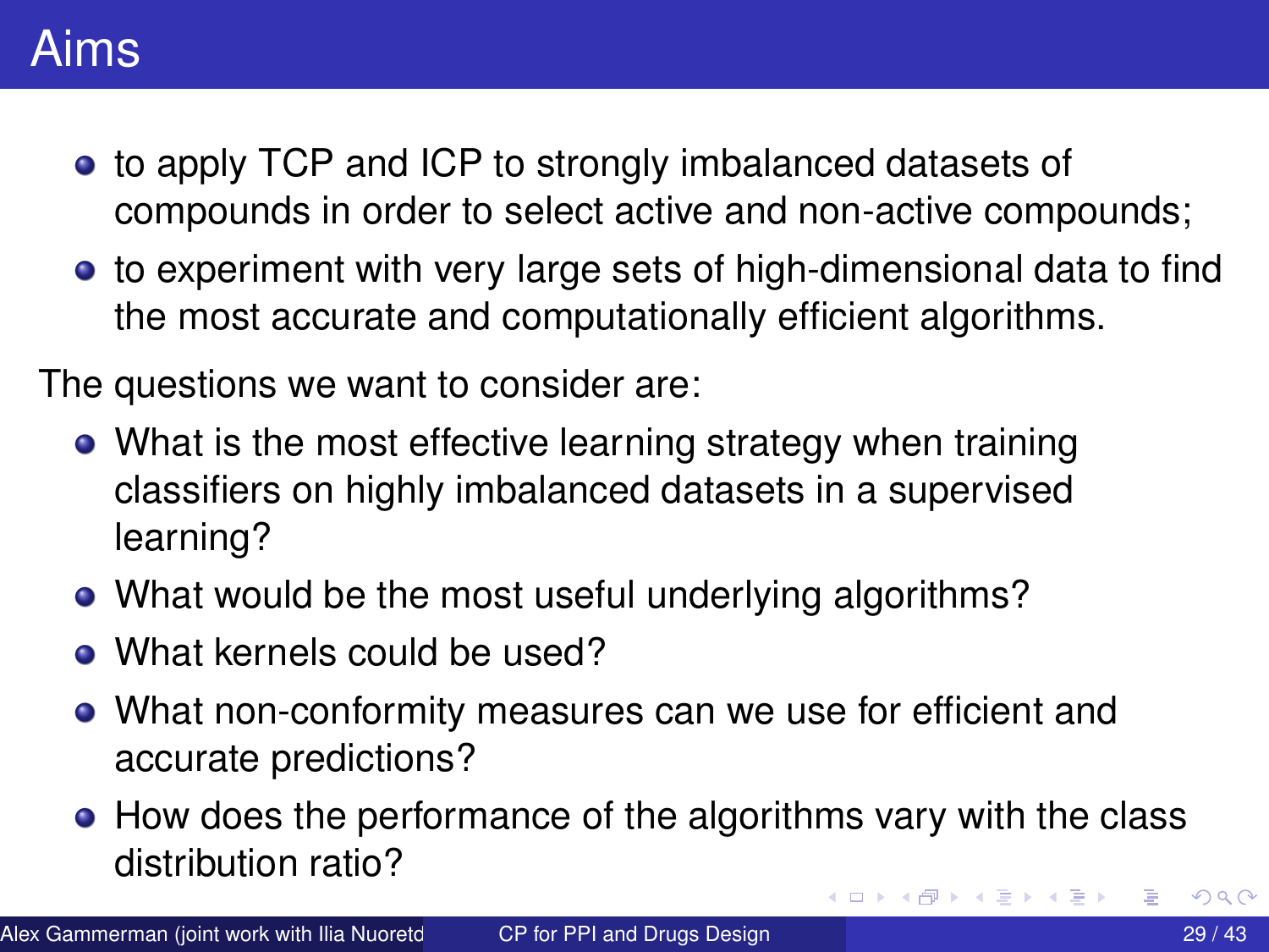# Aims

- to apply TCP and ICP to strongly imbalanced datasets of compounds in order to select active and non-active compounds;
- to experiment with very large sets of high-dimensional data to find the most accurate and computationally efficient algorithms.

The questions we want to consider are:

- What is the most effective learning strategy when training classifiers on highly imbalanced datasets in a supervised learning?
- What would be the most useful underlying algorithms?
- What kernels could be used?
- What non-conformity measures can we use for efficient and accurate predictions?
- How does the performance of the algorithms vary with the class distribution ratio?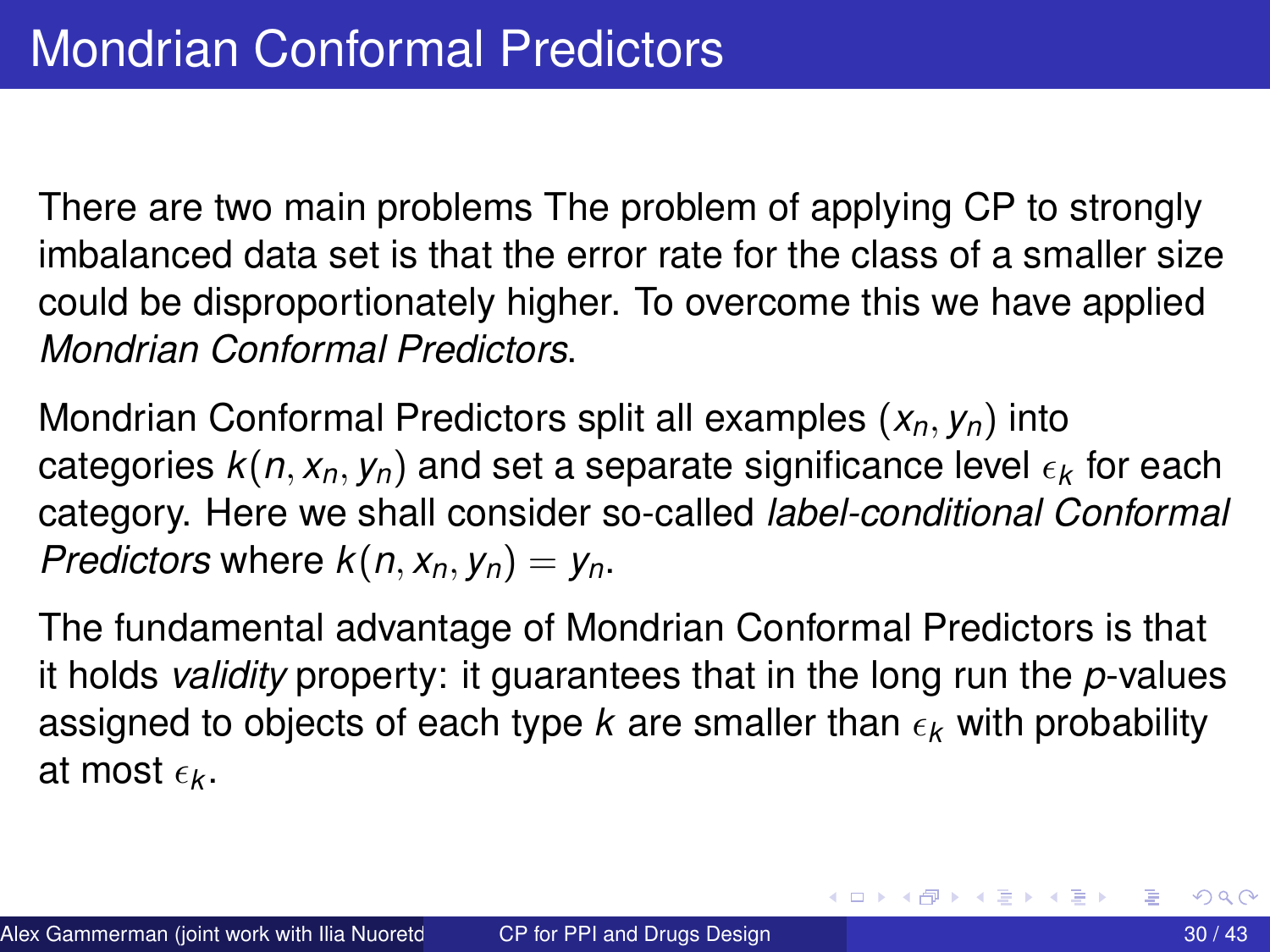# Mondrian Conformal Predictors

There are two main problems The problem of applying CP to strongly imbalanced data set is that the error rate for the class of a smaller size could be disproportionately higher. To overcome this we have applied *Mondrian Conformal Predictors*.

Mondrian Conformal Predictors split all examples $(x_n, y_n)$ into categories $k(n, x_n, y_n)$ and set a separate significance level $\epsilon_k$ for each category. Here we shall consider so-called *label-conditional Conformal Predictors* where $k(n, x_n, y_n) = y_n$.

The fundamental advantage of Mondrian Conformal Predictors is that it holds *validity* property: it guarantees that in the long run the *p*-values assigned to objects of each type $k$ are smaller than $\epsilon_k$ with probability at most $\epsilon_k$.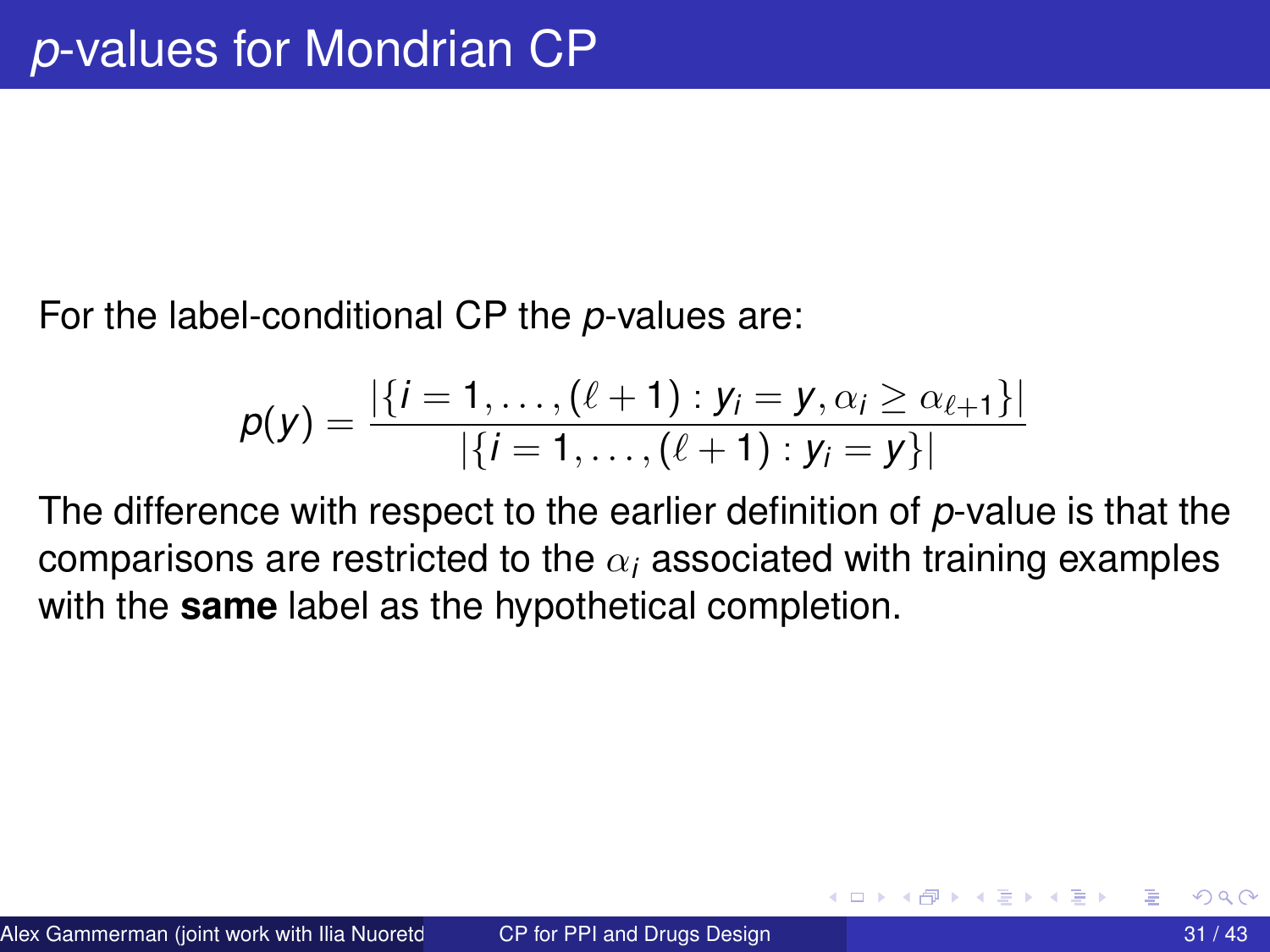# *p*-values for Mondrian CP

For the label-conditional CP the *p*-values are:

$$p(y) = \frac{|\{i = 1, \ldots, (\ell + 1) : y_i = y, \alpha_i \geq \alpha_{\ell+1}\}|}{|\{i = 1, \ldots, (\ell + 1) : y_i = y\}|}$$

The difference with respect to the earlier definition of *p*-value is that the comparisons are restricted to the $\alpha_i$ associated with training examples with the **same** label as the hypothetical completion.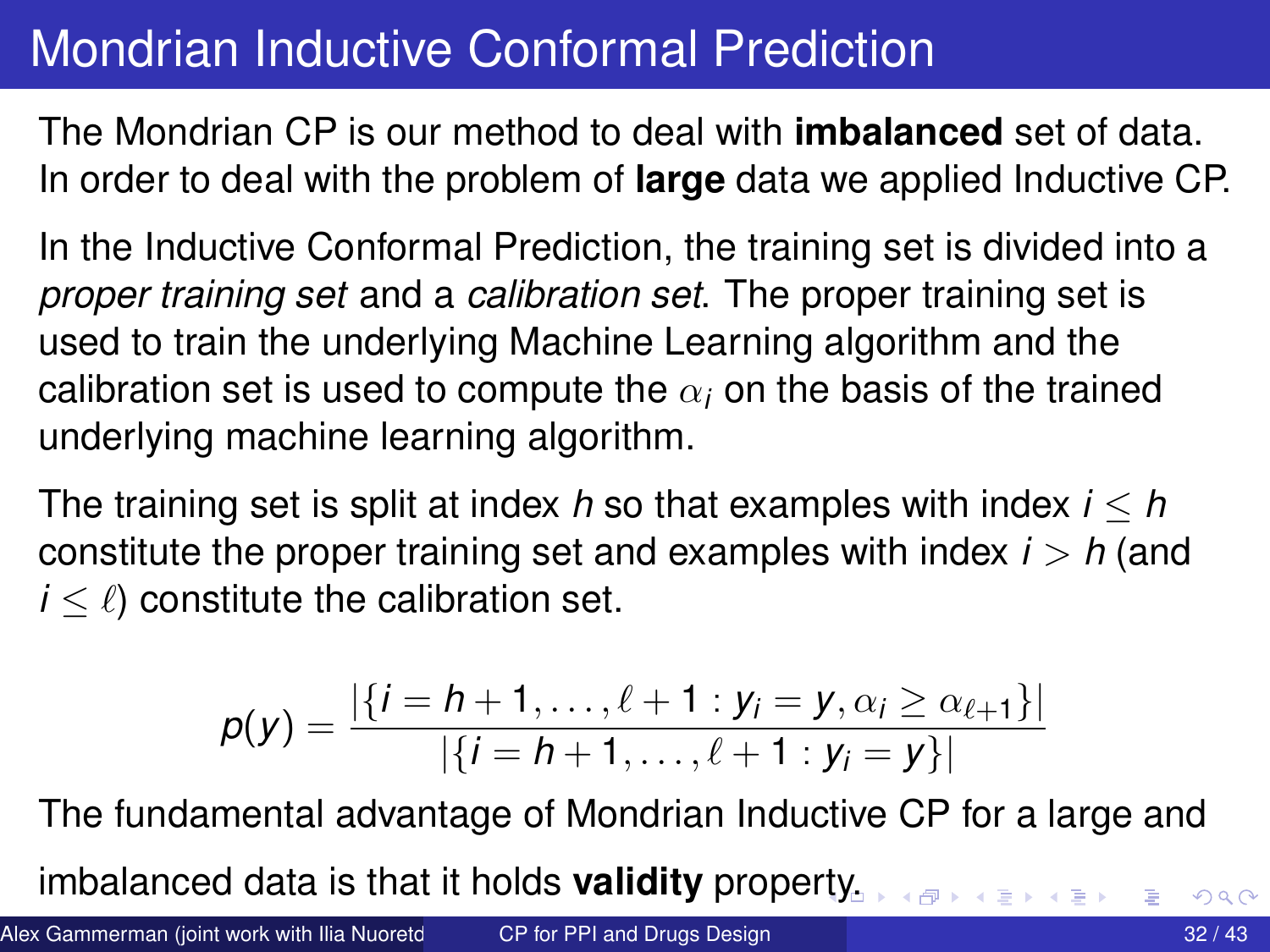# Mondrian Inductive Conformal Prediction

The Mondrian CP is our method to deal with **imbalanced** set of data. In order to deal with the problem of **large** data we applied Inductive CP.

In the Inductive Conformal Prediction, the training set is divided into a *proper training set* and a *calibration set*. The proper training set is used to train the underlying Machine Learning algorithm and the calibration set is used to compute the $\alpha_i$ on the basis of the trained underlying machine learning algorithm.

The training set is split at index $h$ so that examples with index $i \leq h$ constitute the proper training set and examples with index $i > h$ (and $i \leq \ell$) constitute the calibration set.

$$p(y) = \frac{|\{i = h+1, \ldots, \ell+1 : y_i = y, \alpha_i \geq \alpha_{\ell+1}\}|}{|\{i = h+1, \ldots, \ell+1 : y_i = y\}|}$$

The fundamental advantage of Mondrian Inductive CP for a large and imbalanced data is that it holds **validity** property.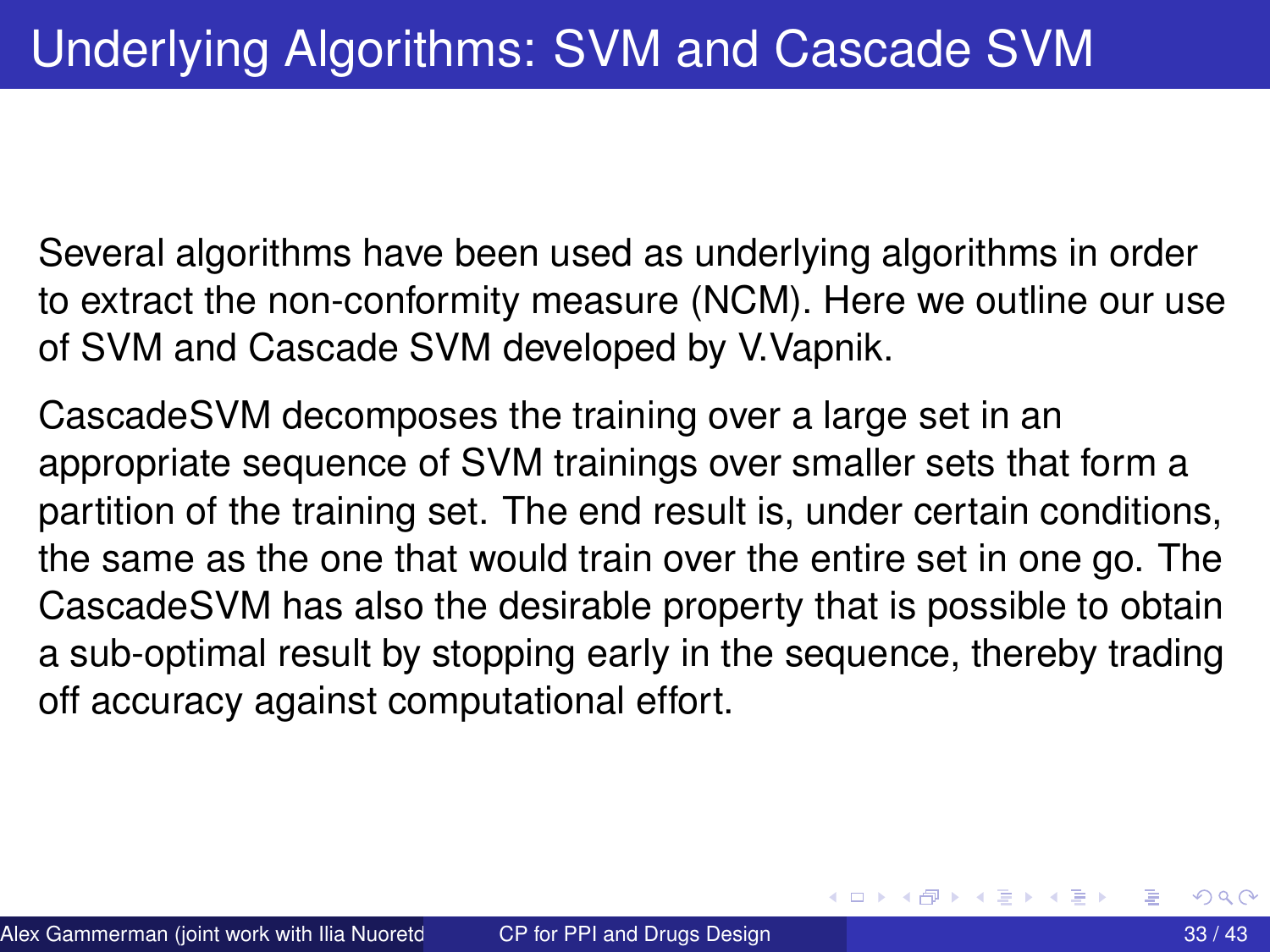# Underlying Algorithms: SVM and Cascade SVM

Several algorithms have been used as underlying algorithms in order to extract the non-conformity measure (NCM). Here we outline our use of SVM and Cascade SVM developed by V.Vapnik.

CascadeSVM decomposes the training over a large set in an appropriate sequence of SVM trainings over smaller sets that form a partition of the training set. The end result is, under certain conditions, the same as the one that would train over the entire set in one go. The CascadeSVM has also the desirable property that is possible to obtain a sub-optimal result by stopping early in the sequence, thereby trading off accuracy against computational effort.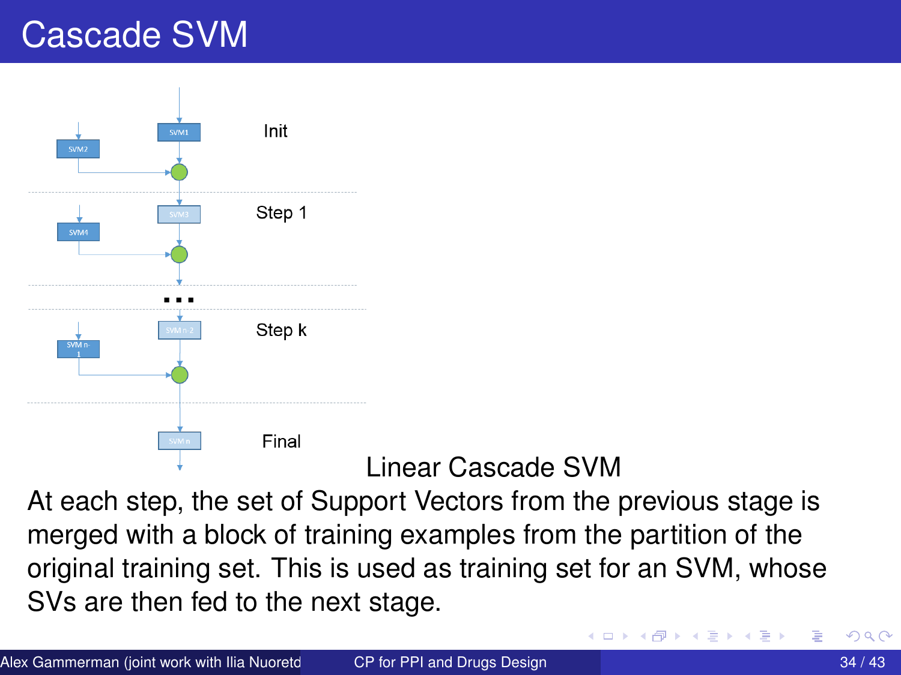# Cascade SVM

SVM1

SVM2

Init

SVM3

SVM4

Step 1

...

SVM n-2

SVM n-1

Step k

SVM n

Final

Linear Cascade SVM

At each step, the set of Support Vectors from the previous stage is merged with a block of training examples from the partition of the original training set. This is used as training set for an SVM, whose SVs are then fed to the next stage.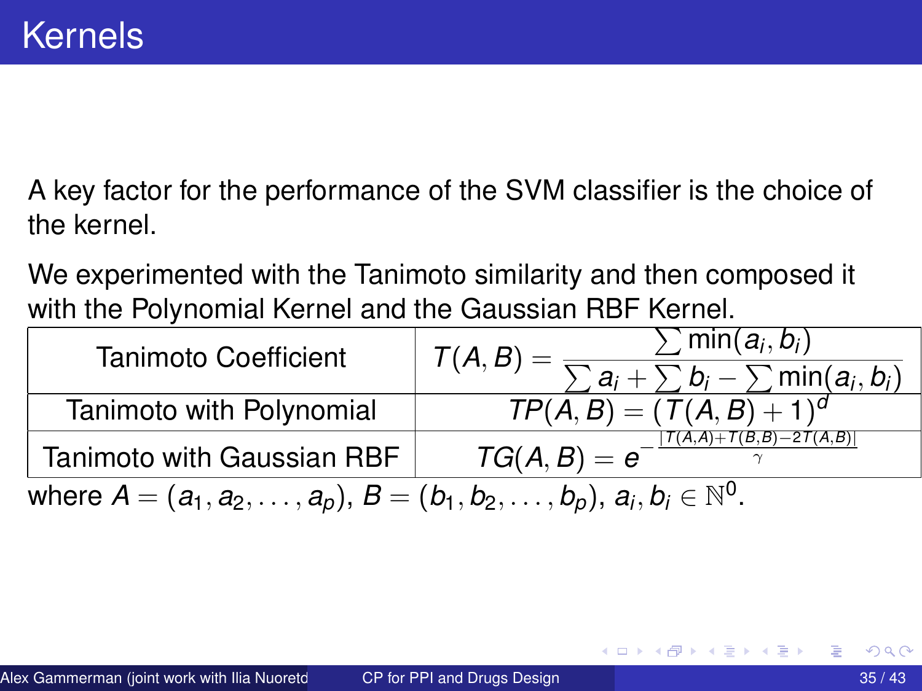# Kernels

A key factor for the performance of the SVM classifier is the choice of the kernel.

We experimented with the Tanimoto similarity and then composed it with the Polynomial Kernel and the Gaussian RBF Kernel.

| | |
|---|---|
| Tanimoto Coefficient | $T(A,B) = \dfrac{\sum \min(a_i, b_i)}{\sum a_i + \sum b_i - \sum \min(a_i, b_i)}$ |
| Tanimoto with Polynomial | $TP(A,B) = (T(A,B) + 1)^d$ |
| Tanimoto with Gaussian RBF | $TG(A,B) = e^{-\frac{\lvert T(A,A) + T(B,B) - 2T(A,B) \rvert}{\gamma}}$ |

where $A = (a_1, a_2, \ldots, a_p)$, $B = (b_1, b_2, \ldots, b_p)$, $a_i, b_i \in \mathbb{N}^0$.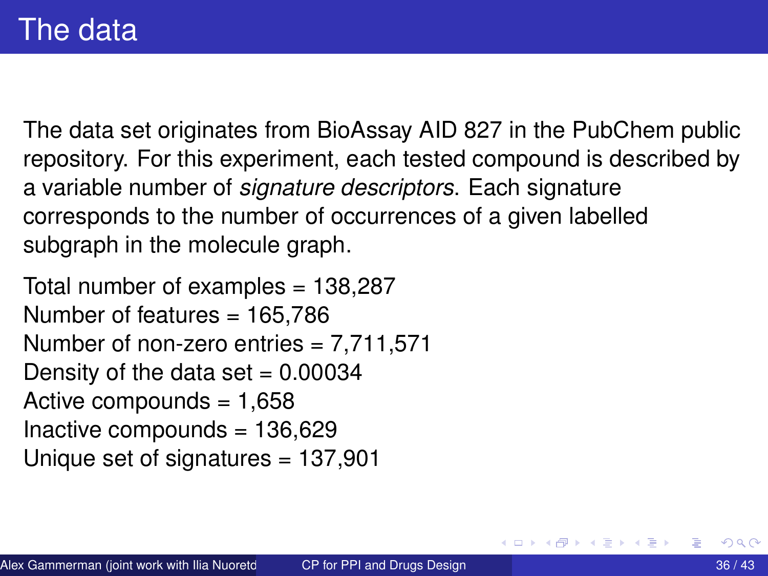# The data

The data set originates from BioAssay AID 827 in the PubChem public repository. For this experiment, each tested compound is described by a variable number of *signature descriptors*. Each signature corresponds to the number of occurrences of a given labelled subgraph in the molecule graph.

Total number of examples = 138,287
Number of features = 165,786
Number of non-zero entries = 7,711,571
Density of the data set = 0.00034
Active compounds = 1,658
Inactive compounds = 136,629
Unique set of signatures = 137,901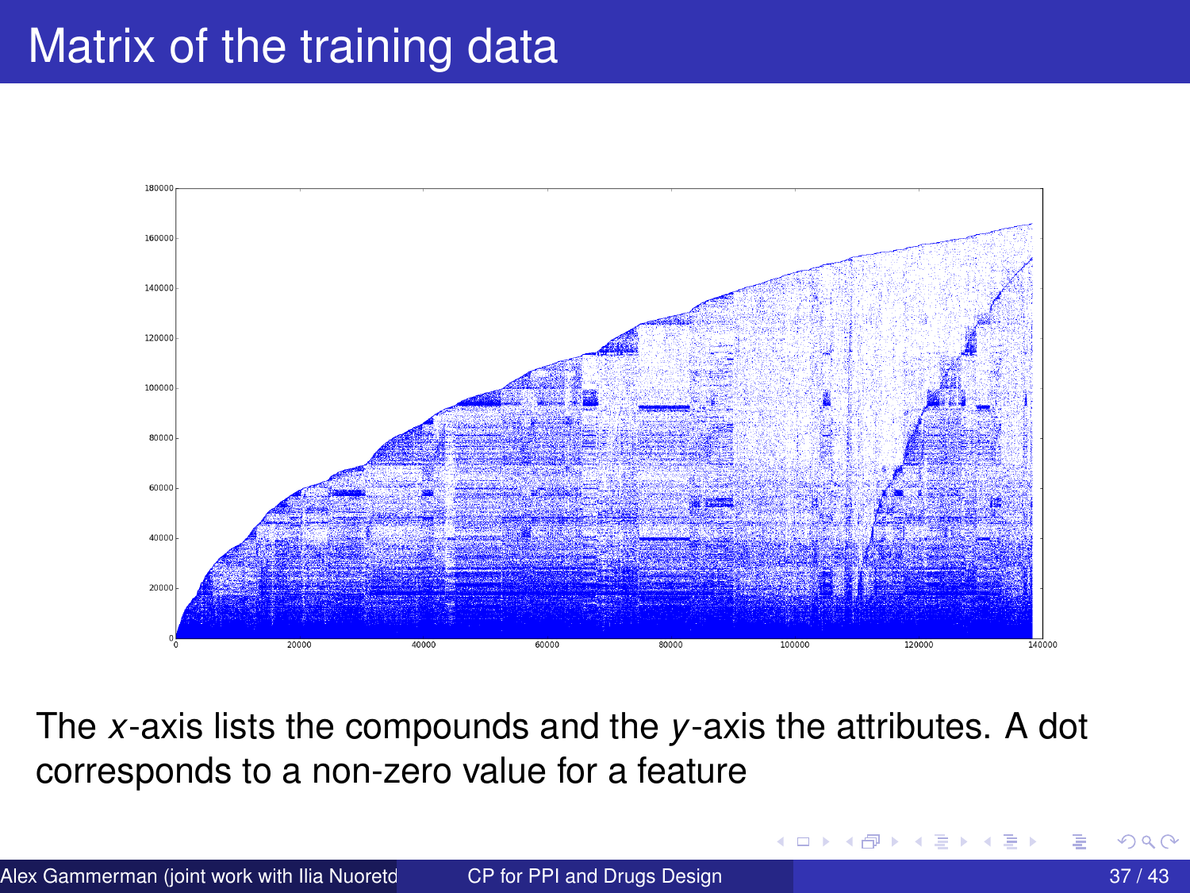# Matrix of the training data

The $x$-axis lists the compounds and the $y$-axis the attributes. A dot corresponds to a non-zero value for a feature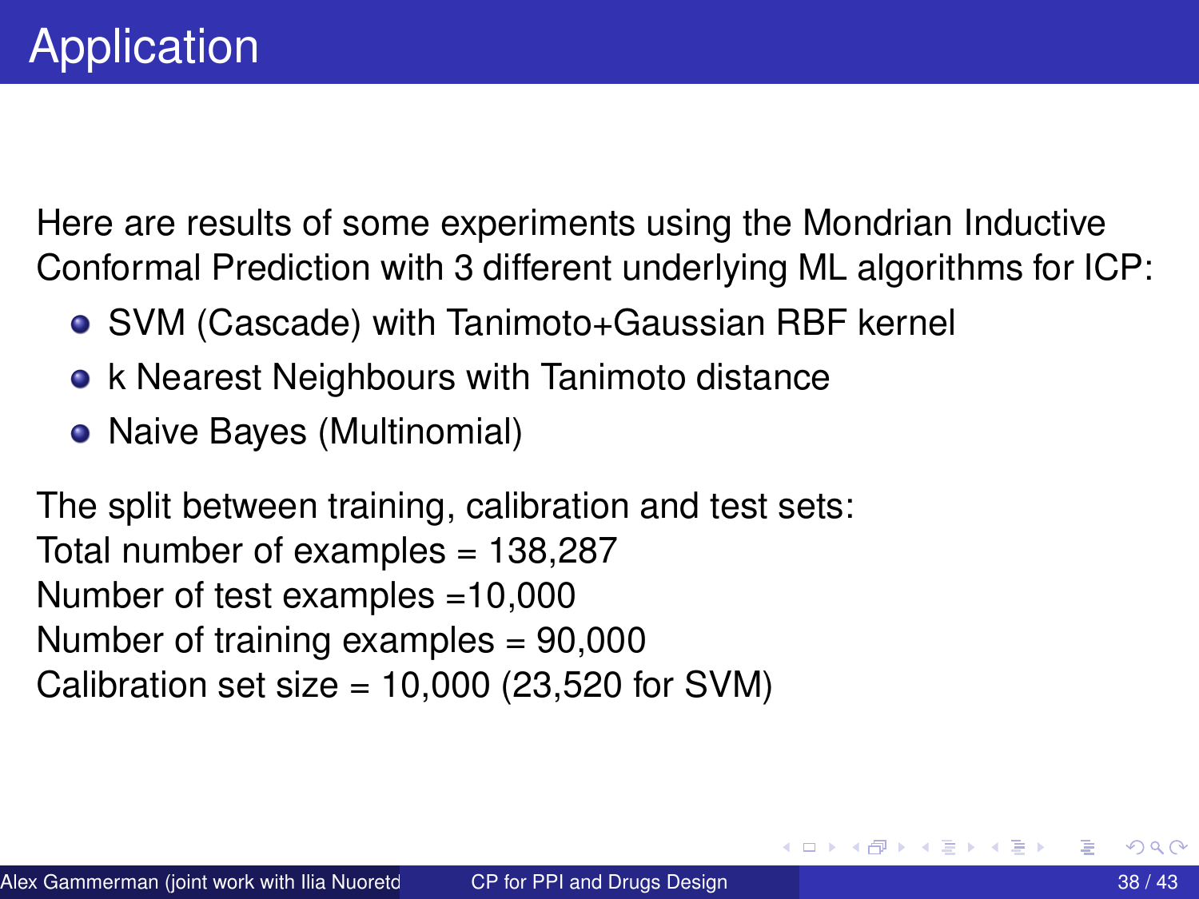# Application

Here are results of some experiments using the Mondrian Inductive Conformal Prediction with 3 different underlying ML algorithms for ICP:

- SVM (Cascade) with Tanimoto+Gaussian RBF kernel
- k Nearest Neighbours with Tanimoto distance
- Naive Bayes (Multinomial)

The split between training, calibration and test sets:
Total number of examples = 138,287
Number of test examples =10,000
Number of training examples = 90,000
Calibration set size = 10,000 (23,520 for SVM)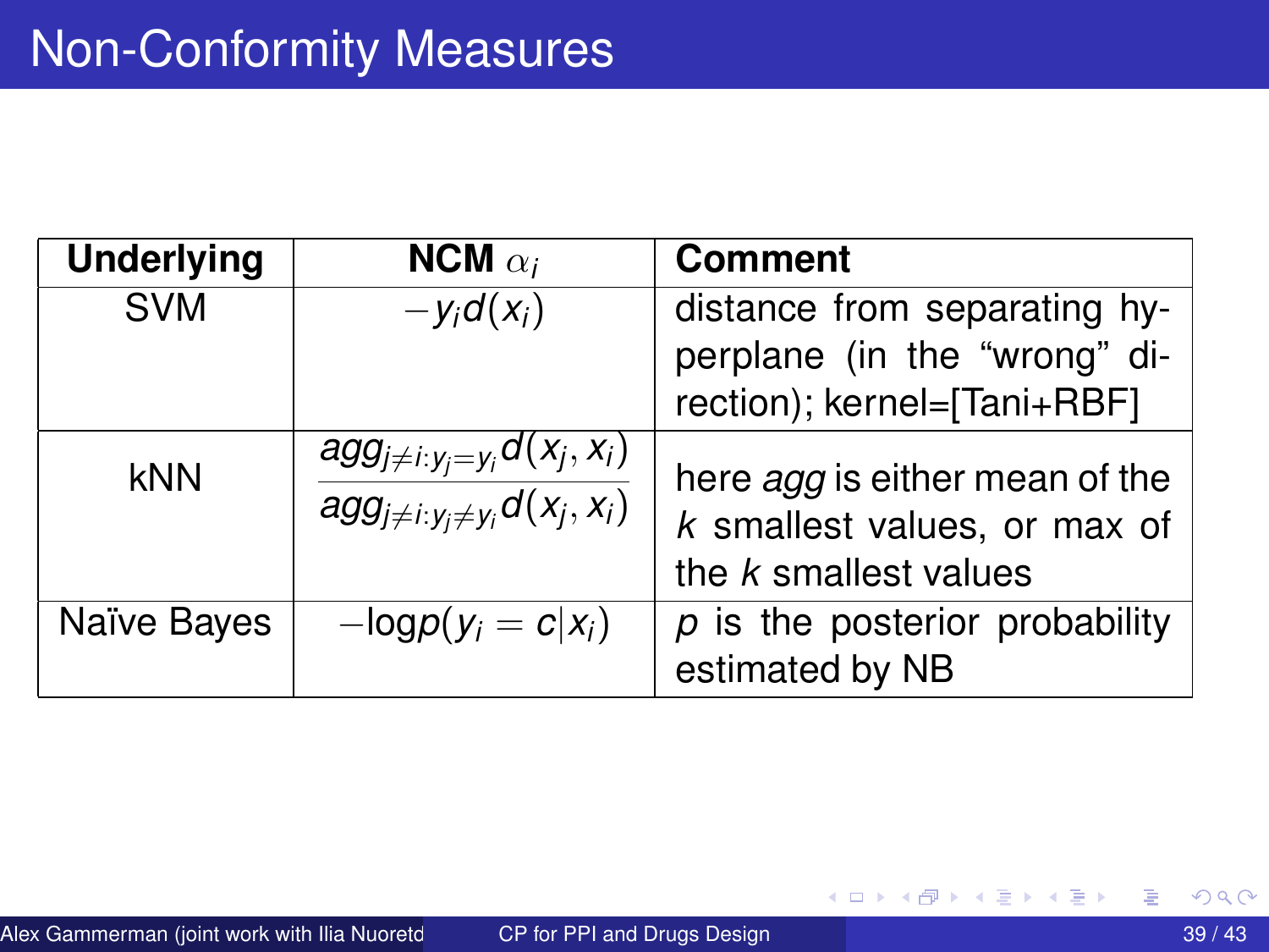# Non-Conformity Measures

| **Underlying** | **NCM** $\alpha_i$ | **Comment** |
|---|---|---|
| SVM | $-y_i d(x_i)$ | distance from separating hyperplane (in the "wrong" direction); kernel=[Tani+RBF] |
| kNN | $\frac{agg_{j \neq i: y_j = y_i} d(x_j, x_i)}{agg_{j \neq i: y_j \neq y_i} d(x_j, x_i)}$ | here *agg* is either mean of the *k* smallest values, or max of the *k* smallest values |
| Naïve Bayes | $-\log p(y_i = c \mid x_i)$ | *p* is the posterior probability estimated by NB |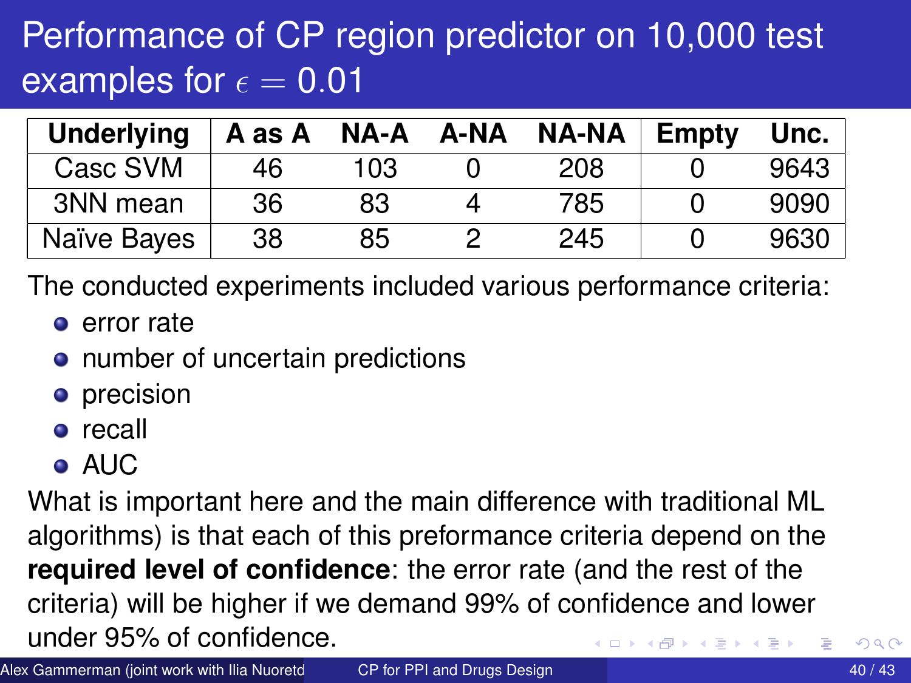# Performance of CP region predictor on 10,000 test examples for $\epsilon = 0.01$

| Underlying | A as A | NA-A | A-NA | NA-NA | Empty | Unc. |
|---|---|---|---|---|---|---|
| Casc SVM | 46 | 103 | 0 | 208 | 0 | 9643 |
| 3NN mean | 36 | 83 | 4 | 785 | 0 | 9090 |
| Naïve Bayes | 38 | 85 | 2 | 245 | 0 | 9630 |

The conducted experiments included various performance criteria:

- error rate
- number of uncertain predictions
- precision
- recall
- AUC

What is important here and the main difference with traditional ML algorithms) is that each of this preformance criteria depend on the **required level of confidence**: the error rate (and the rest of the criteria) will be higher if we demand 99% of confidence and lower under 95% of confidence.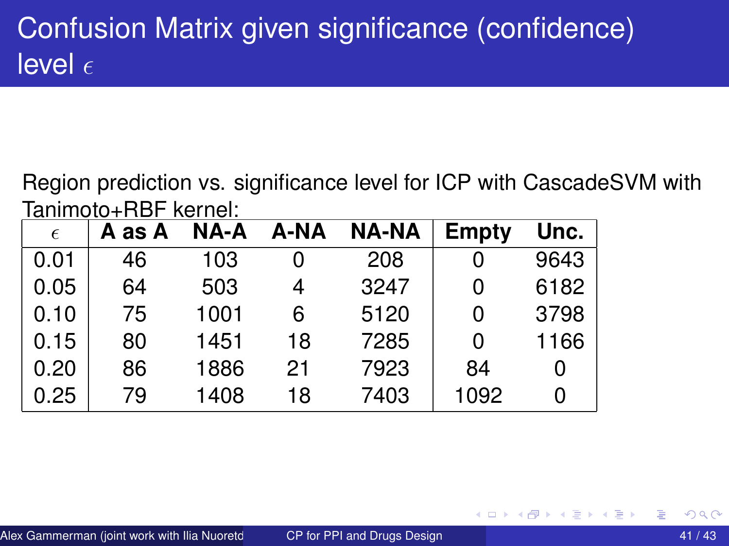# Confusion Matrix given significance (confidence) level $\epsilon$

Region prediction vs. significance level for ICP with CascadeSVM with Tanimoto+RBF kernel:

| $\epsilon$ | **A as A** | **NA-A** | **A-NA** | **NA-NA** | **Empty** | **Unc.** |
|---|---|---|---|---|---|---|
| 0.01 | 46 | 103 | 0 | 208 | 0 | 9643 |
| 0.05 | 64 | 503 | 4 | 3247 | 0 | 6182 |
| 0.10 | 75 | 1001 | 6 | 5120 | 0 | 3798 |
| 0.15 | 80 | 1451 | 18 | 7285 | 0 | 1166 |
| 0.20 | 86 | 1886 | 21 | 7923 | 84 | 0 |
| 0.25 | 79 | 1408 | 18 | 7403 | 1092 | 0 |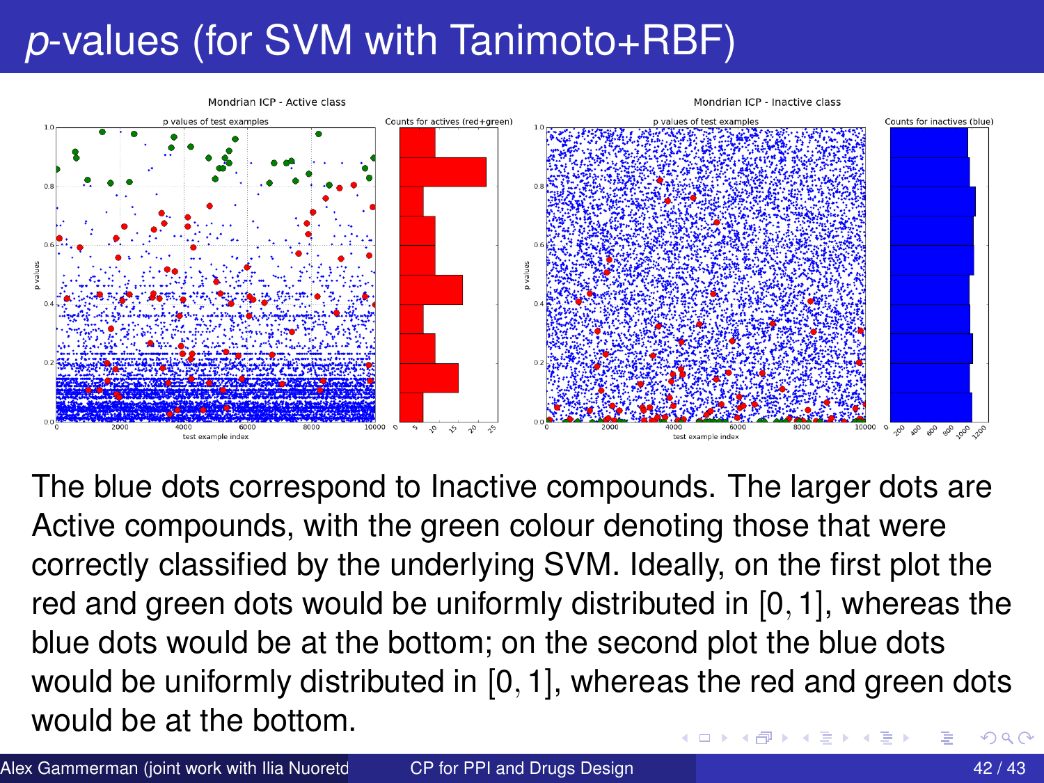# *p*-values (for SVM with Tanimoto+RBF)

The blue dots correspond to Inactive compounds. The larger dots are Active compounds, with the green colour denoting those that were correctly classified by the underlying SVM. Ideally, on the first plot the red and green dots would be uniformly distributed in $[0, 1]$, whereas the blue dots would be at the bottom; on the second plot the blue dots would be uniformly distributed in $[0, 1]$, whereas the red and green dots would be at the bottom.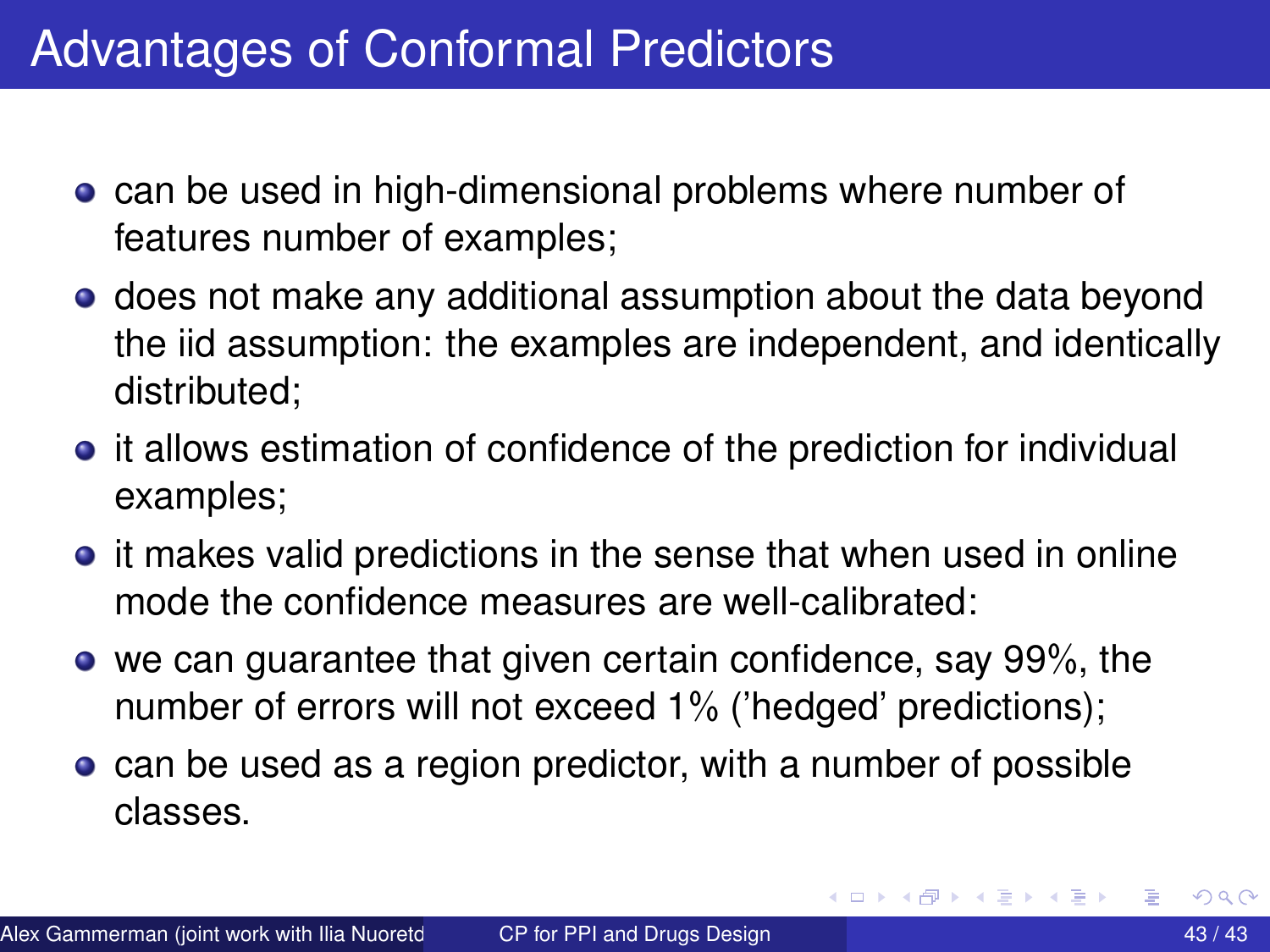# Advantages of Conformal Predictors

- can be used in high-dimensional problems where number of features number of examples;
- does not make any additional assumption about the data beyond the iid assumption: the examples are independent, and identically distributed;
- it allows estimation of confidence of the prediction for individual examples;
- it makes valid predictions in the sense that when used in online mode the confidence measures are well-calibrated:
- we can guarantee that given certain confidence, say 99%, the number of errors will not exceed 1% ('hedged' predictions);
- can be used as a region predictor, with a number of possible classes.